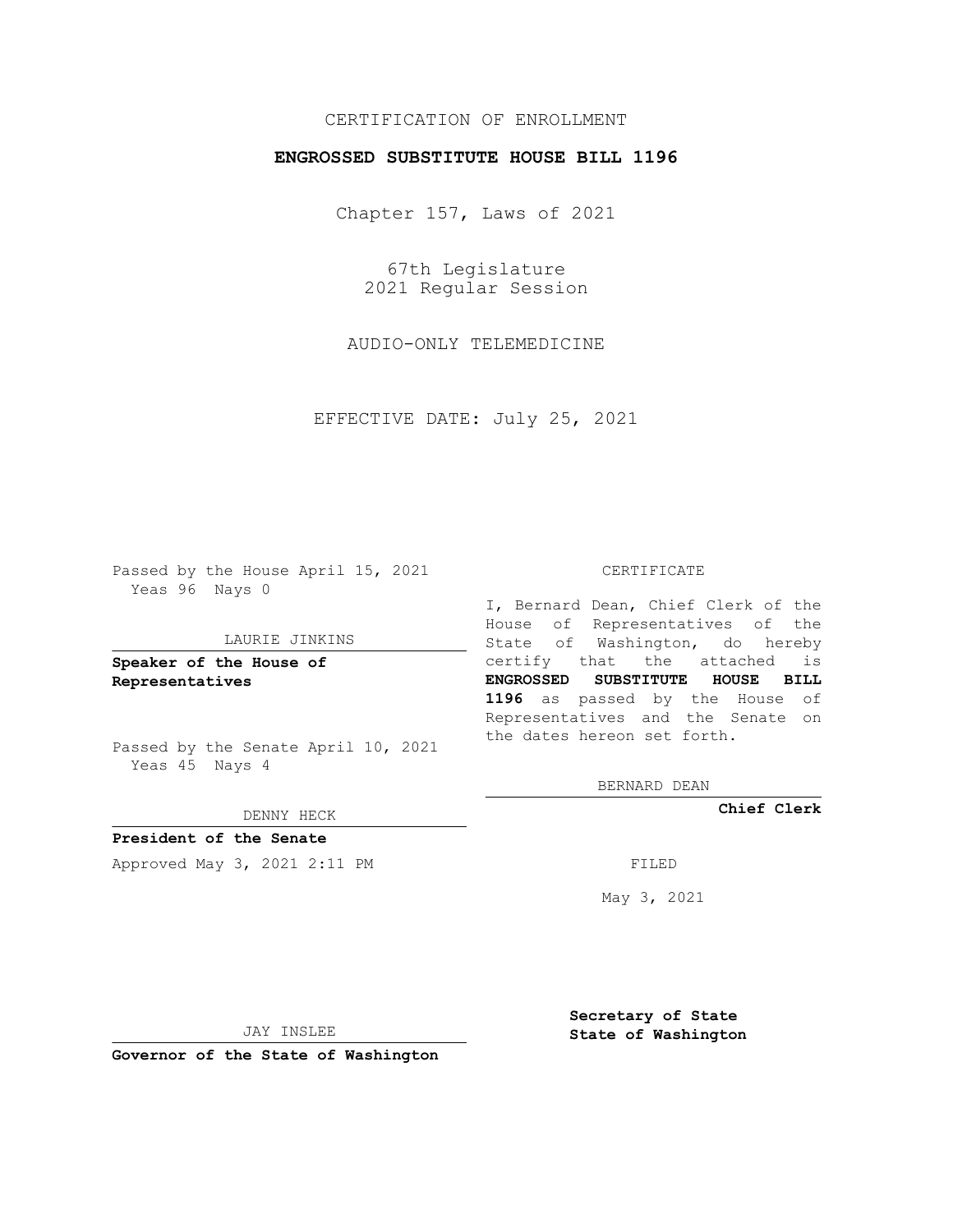CERTIFICATION OF ENROLLMENT

**ENGROSSED SUBSTITUTE HOUSE BILL 1196**

Chapter 157, Laws of 2021

67th Legislature
2021 Regular Session

AUDIO-ONLY TELEMEDICINE

EFFECTIVE DATE: July 25, 2021

Passed by the House April 15, 2021
Yeas 96 Nays 0

LAURIE JINKINS

**Speaker of the House of Representatives**

Passed by the Senate April 10, 2021
Yeas 45 Nays 4

DENNY HECK

**President of the Senate**

Approved May 3, 2021 2:11 PM

JAY INSLEE

**Governor of the State of Washington**

CERTIFICATE

I, Bernard Dean, Chief Clerk of the House of Representatives of the State of Washington, do hereby certify that the attached is **ENGROSSED SUBSTITUTE HOUSE BILL 1196** as passed by the House of Representatives and the Senate on the dates hereon set forth.

BERNARD DEAN

**Chief Clerk**

FILED

May 3, 2021

**Secretary of State**
**State of Washington**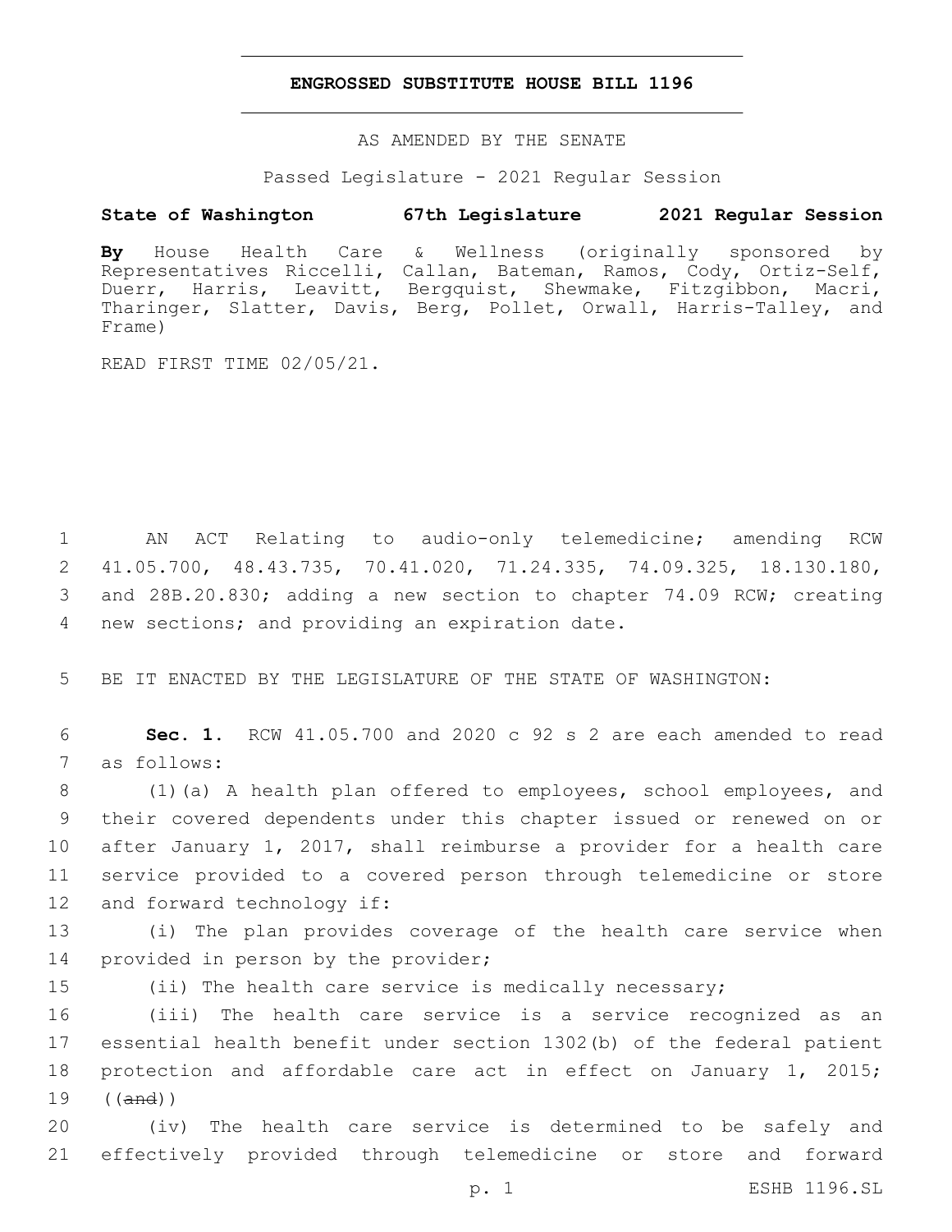# ENGROSSED SUBSTITUTE HOUSE BILL 1196

AS AMENDED BY THE SENATE

Passed Legislature - 2021 Regular Session

**State of Washington 67th Legislature 2021 Regular Session**

**By** House Health Care & Wellness (originally sponsored by Representatives Riccelli, Callan, Bateman, Ramos, Cody, Ortiz-Self, Duerr, Harris, Leavitt, Bergquist, Shewmake, Fitzgibbon, Macri, Tharinger, Slatter, Davis, Berg, Pollet, Orwall, Harris-Talley, and Frame)

READ FIRST TIME 02/05/21.

1 AN ACT Relating to audio-only telemedicine; amending RCW
2 41.05.700, 48.43.735, 70.41.020, 71.24.335, 74.09.325, 18.130.180,
3 and 28B.20.830; adding a new section to chapter 74.09 RCW; creating
4 new sections; and providing an expiration date.

5 BE IT ENACTED BY THE LEGISLATURE OF THE STATE OF WASHINGTON:

6 **Sec. 1.** RCW 41.05.700 and 2020 c 92 s 2 are each amended to read
7 as follows:

8 (1)(a) A health plan offered to employees, school employees, and
9 their covered dependents under this chapter issued or renewed on or
10 after January 1, 2017, shall reimburse a provider for a health care
11 service provided to a covered person through telemedicine or store
12 and forward technology if:

13 (i) The plan provides coverage of the health care service when
14 provided in person by the provider;

15 (ii) The health care service is medically necessary;

16 (iii) The health care service is a service recognized as an
17 essential health benefit under section 1302(b) of the federal patient
18 protection and affordable care act in effect on January 1, 2015;
19 ((~~and~~))

20 (iv) The health care service is determined to be safely and
21 effectively provided through telemedicine or store and forward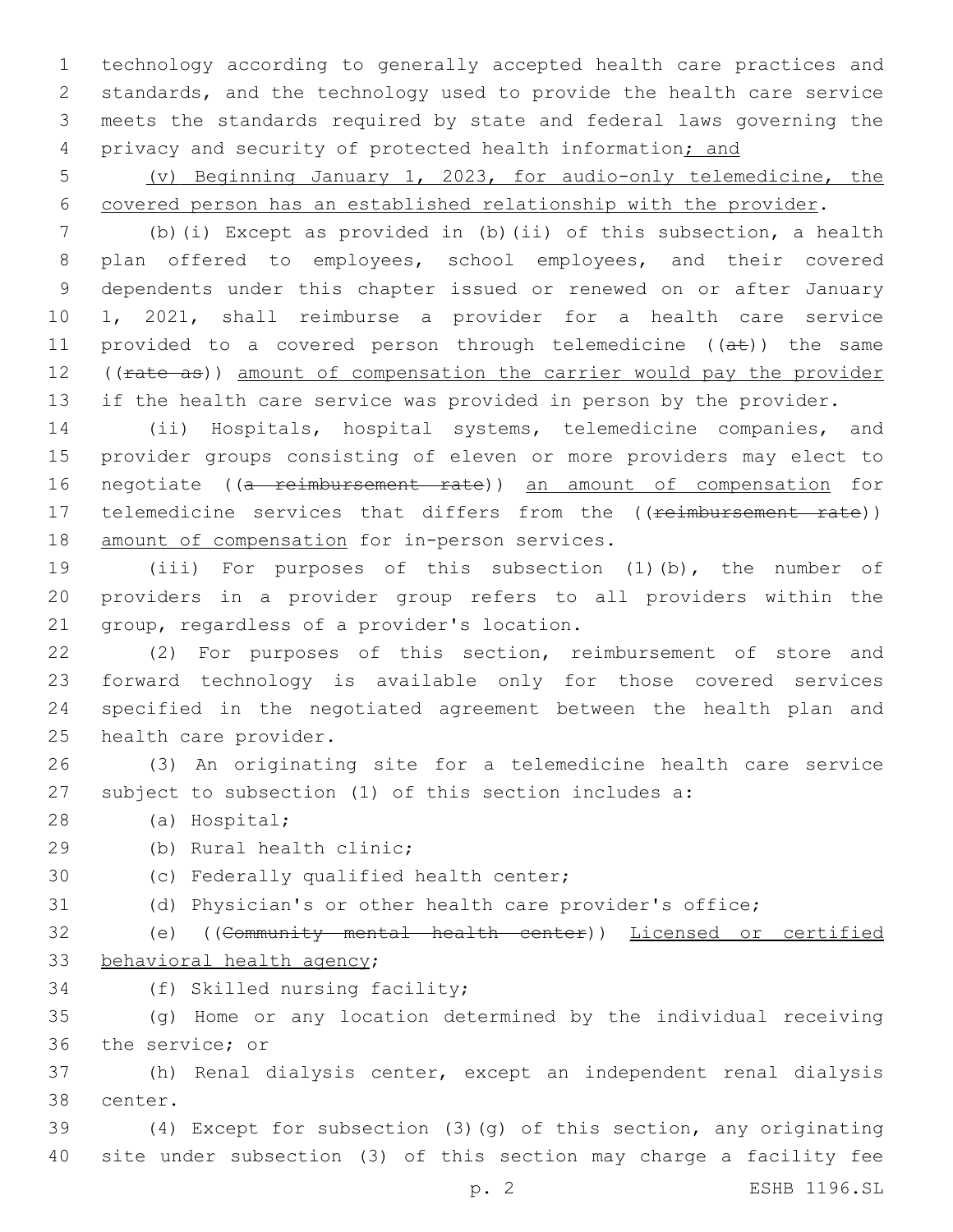technology according to generally accepted health care practices and standards, and the technology used to provide the health care service meets the standards required by state and federal laws governing the privacy and security of protected health information; and

(v) Beginning January 1, 2023, for audio-only telemedicine, the covered person has an established relationship with the provider.

(b)(i) Except as provided in (b)(ii) of this subsection, a health plan offered to employees, school employees, and their covered dependents under this chapter issued or renewed on or after January 1, 2021, shall reimburse a provider for a health care service provided to a covered person through telemedicine ((~~at~~)) the same ((~~rate as~~)) amount of compensation the carrier would pay the provider if the health care service was provided in person by the provider.

(ii) Hospitals, hospital systems, telemedicine companies, and provider groups consisting of eleven or more providers may elect to negotiate ((~~a reimbursement rate~~)) an amount of compensation for telemedicine services that differs from the ((~~reimbursement rate~~)) amount of compensation for in-person services.

(iii) For purposes of this subsection (1)(b), the number of providers in a provider group refers to all providers within the group, regardless of a provider's location.

(2) For purposes of this section, reimbursement of store and forward technology is available only for those covered services specified in the negotiated agreement between the health plan and health care provider.

(3) An originating site for a telemedicine health care service subject to subsection (1) of this section includes a:

(a) Hospital;

(b) Rural health clinic;

(c) Federally qualified health center;

(d) Physician's or other health care provider's office;

(e) ((~~Community mental health center~~)) Licensed or certified behavioral health agency;

(f) Skilled nursing facility;

(g) Home or any location determined by the individual receiving the service; or

(h) Renal dialysis center, except an independent renal dialysis center.

(4) Except for subsection (3)(g) of this section, any originating site under subsection (3) of this section may charge a facility fee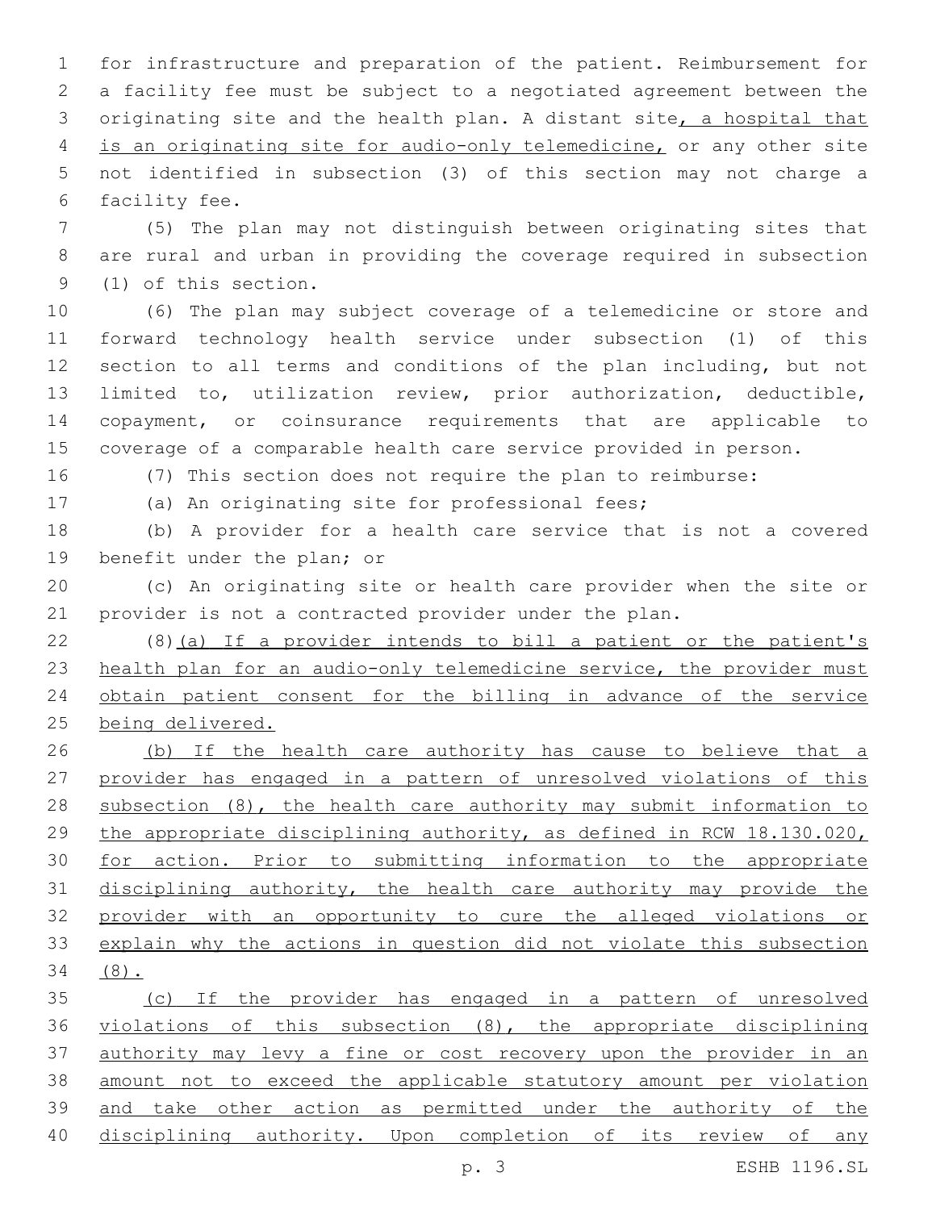for infrastructure and preparation of the patient. Reimbursement for a facility fee must be subject to a negotiated agreement between the originating site and the health plan. A distant site, a hospital that is an originating site for audio-only telemedicine, or any other site not identified in subsection (3) of this section may not charge a facility fee.

(5) The plan may not distinguish between originating sites that are rural and urban in providing the coverage required in subsection (1) of this section.

(6) The plan may subject coverage of a telemedicine or store and forward technology health service under subsection (1) of this section to all terms and conditions of the plan including, but not limited to, utilization review, prior authorization, deductible, copayment, or coinsurance requirements that are applicable to coverage of a comparable health care service provided in person.

(7) This section does not require the plan to reimburse:

(a) An originating site for professional fees;

(b) A provider for a health care service that is not a covered benefit under the plan; or

(c) An originating site or health care provider when the site or provider is not a contracted provider under the plan.

(8)(a) If a provider intends to bill a patient or the patient's health plan for an audio-only telemedicine service, the provider must obtain patient consent for the billing in advance of the service being delivered.

(b) If the health care authority has cause to believe that a provider has engaged in a pattern of unresolved violations of this subsection (8), the health care authority may submit information to the appropriate disciplining authority, as defined in RCW 18.130.020, for action. Prior to submitting information to the appropriate disciplining authority, the health care authority may provide the provider with an opportunity to cure the alleged violations or explain why the actions in question did not violate this subsection (8).

(c) If the provider has engaged in a pattern of unresolved violations of this subsection (8), the appropriate disciplining authority may levy a fine or cost recovery upon the provider in an amount not to exceed the applicable statutory amount per violation and take other action as permitted under the authority of the disciplining authority. Upon completion of its review of any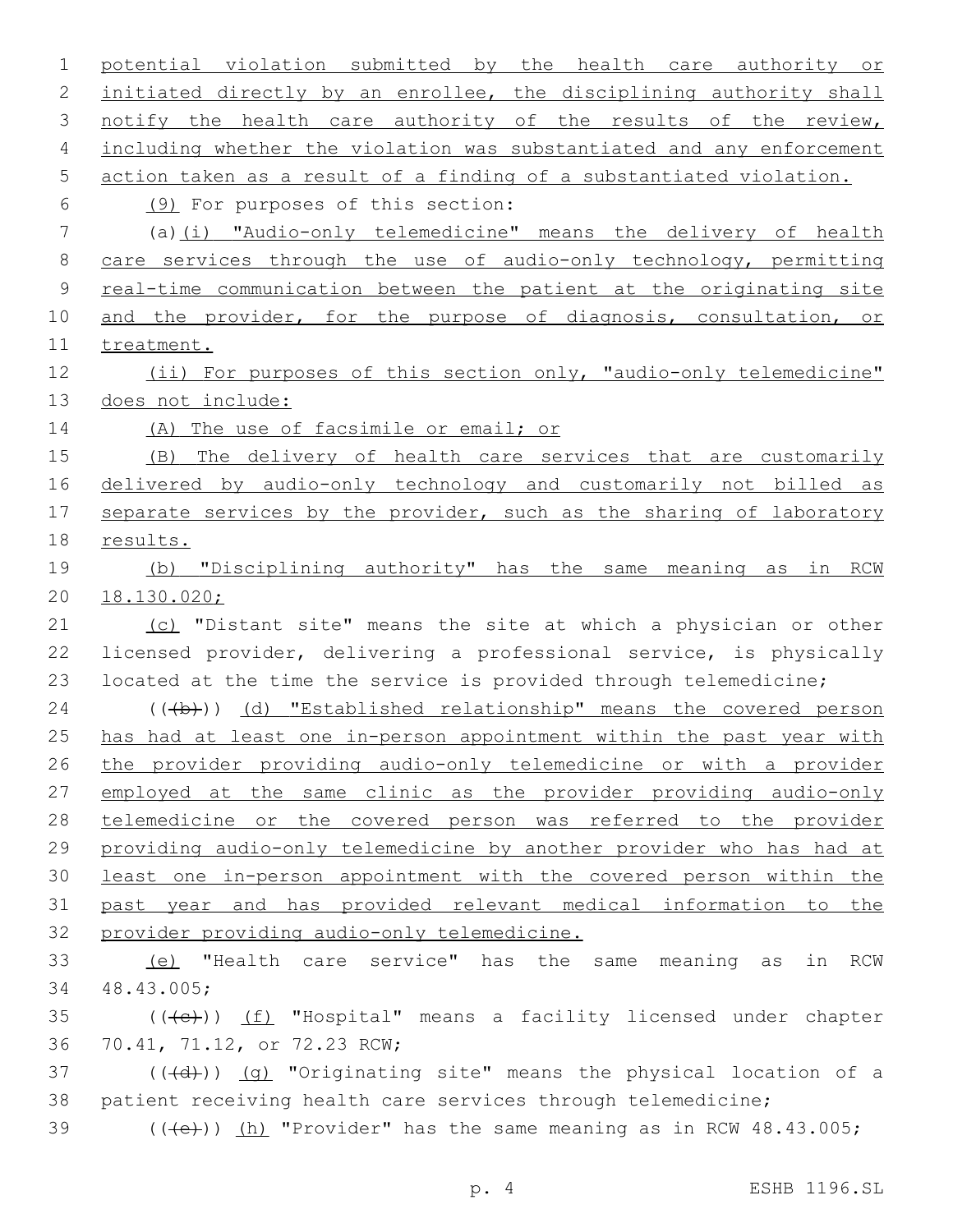potential violation submitted by the health care authority or initiated directly by an enrollee, the disciplining authority shall notify the health care authority of the results of the review, including whether the violation was substantiated and any enforcement action taken as a result of a finding of a substantiated violation.

(9) For purposes of this section:

(a)(i) "Audio-only telemedicine" means the delivery of health care services through the use of audio-only technology, permitting real-time communication between the patient at the originating site and the provider, for the purpose of diagnosis, consultation, or treatment.

(ii) For purposes of this section only, "audio-only telemedicine" does not include:

(A) The use of facsimile or email; or

(B) The delivery of health care services that are customarily delivered by audio-only technology and customarily not billed as separate services by the provider, such as the sharing of laboratory results.

(b) "Disciplining authority" has the same meaning as in RCW 18.130.020;

(c) "Distant site" means the site at which a physician or other licensed provider, delivering a professional service, is physically located at the time the service is provided through telemedicine;

(((b))) (d) "Established relationship" means the covered person has had at least one in-person appointment within the past year with the provider providing audio-only telemedicine or with a provider employed at the same clinic as the provider providing audio-only telemedicine or the covered person was referred to the provider providing audio-only telemedicine by another provider who has had at least one in-person appointment with the covered person within the past year and has provided relevant medical information to the provider providing audio-only telemedicine.

(e) "Health care service" has the same meaning as in RCW 48.43.005;

(((c))) (f) "Hospital" means a facility licensed under chapter 70.41, 71.12, or 72.23 RCW;

(((d))) (g) "Originating site" means the physical location of a patient receiving health care services through telemedicine;

(((e))) (h) "Provider" has the same meaning as in RCW 48.43.005;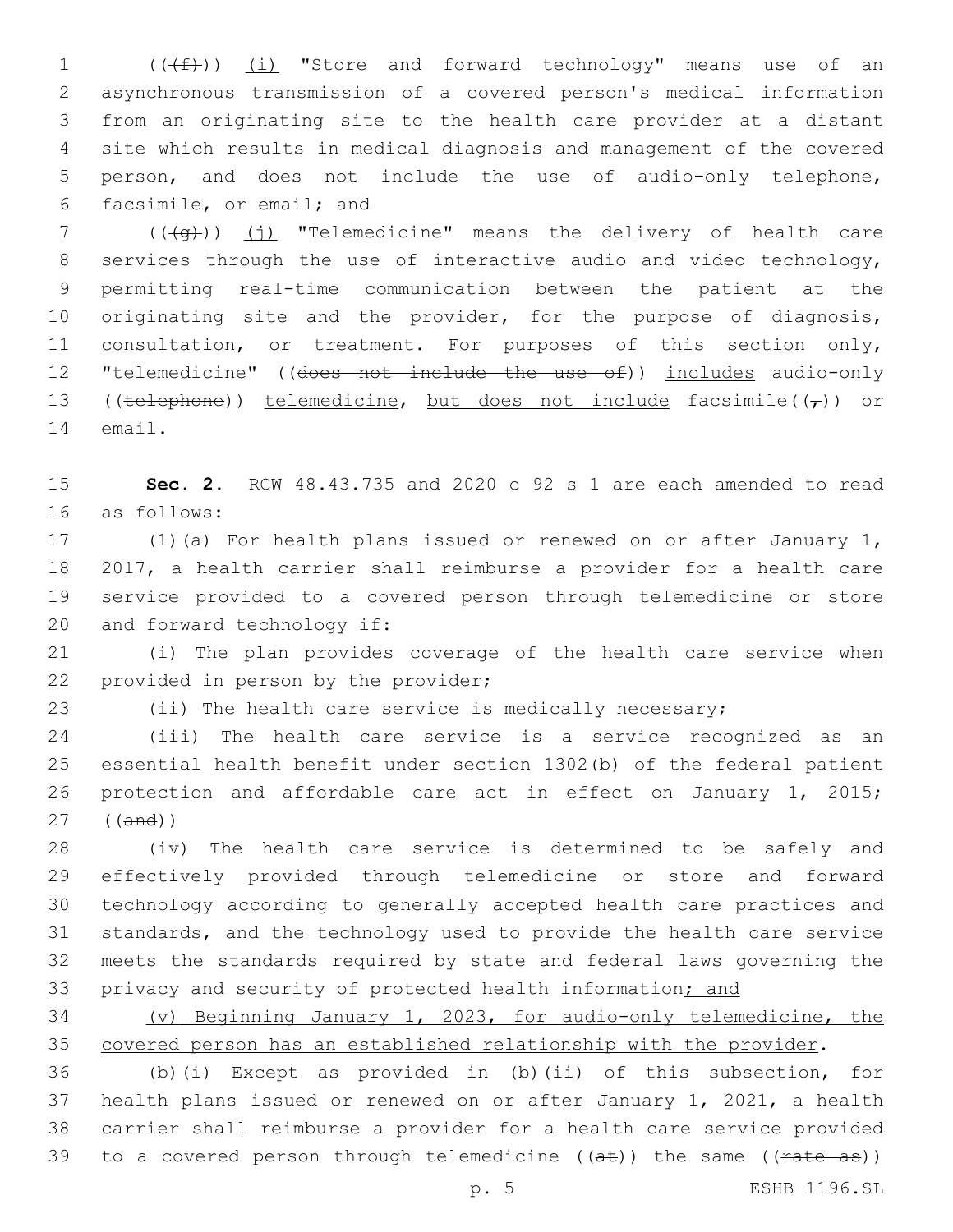(((f))) (i) "Store and forward technology" means use of an asynchronous transmission of a covered person's medical information from an originating site to the health care provider at a distant site which results in medical diagnosis and management of the covered person, and does not include the use of audio-only telephone, facsimile, or email; and

(((g))) (j) "Telemedicine" means the delivery of health care services through the use of interactive audio and video technology, permitting real-time communication between the patient at the originating site and the provider, for the purpose of diagnosis, consultation, or treatment. For purposes of this section only, "telemedicine" ((does not include the use of)) includes audio-only ((telephone)) telemedicine, but does not include facsimile((,)) or email.

**Sec. 2.** RCW 48.43.735 and 2020 c 92 s 1 are each amended to read as follows:

(1)(a) For health plans issued or renewed on or after January 1, 2017, a health carrier shall reimburse a provider for a health care service provided to a covered person through telemedicine or store and forward technology if:

(i) The plan provides coverage of the health care service when provided in person by the provider;

(ii) The health care service is medically necessary;

(iii) The health care service is a service recognized as an essential health benefit under section 1302(b) of the federal patient protection and affordable care act in effect on January 1, 2015; ((and))

(iv) The health care service is determined to be safely and effectively provided through telemedicine or store and forward technology according to generally accepted health care practices and standards, and the technology used to provide the health care service meets the standards required by state and federal laws governing the privacy and security of protected health information; and

(v) Beginning January 1, 2023, for audio-only telemedicine, the covered person has an established relationship with the provider.

(b)(i) Except as provided in (b)(ii) of this subsection, for health plans issued or renewed on or after January 1, 2021, a health carrier shall reimburse a provider for a health care service provided to a covered person through telemedicine ((at)) the same ((rate as))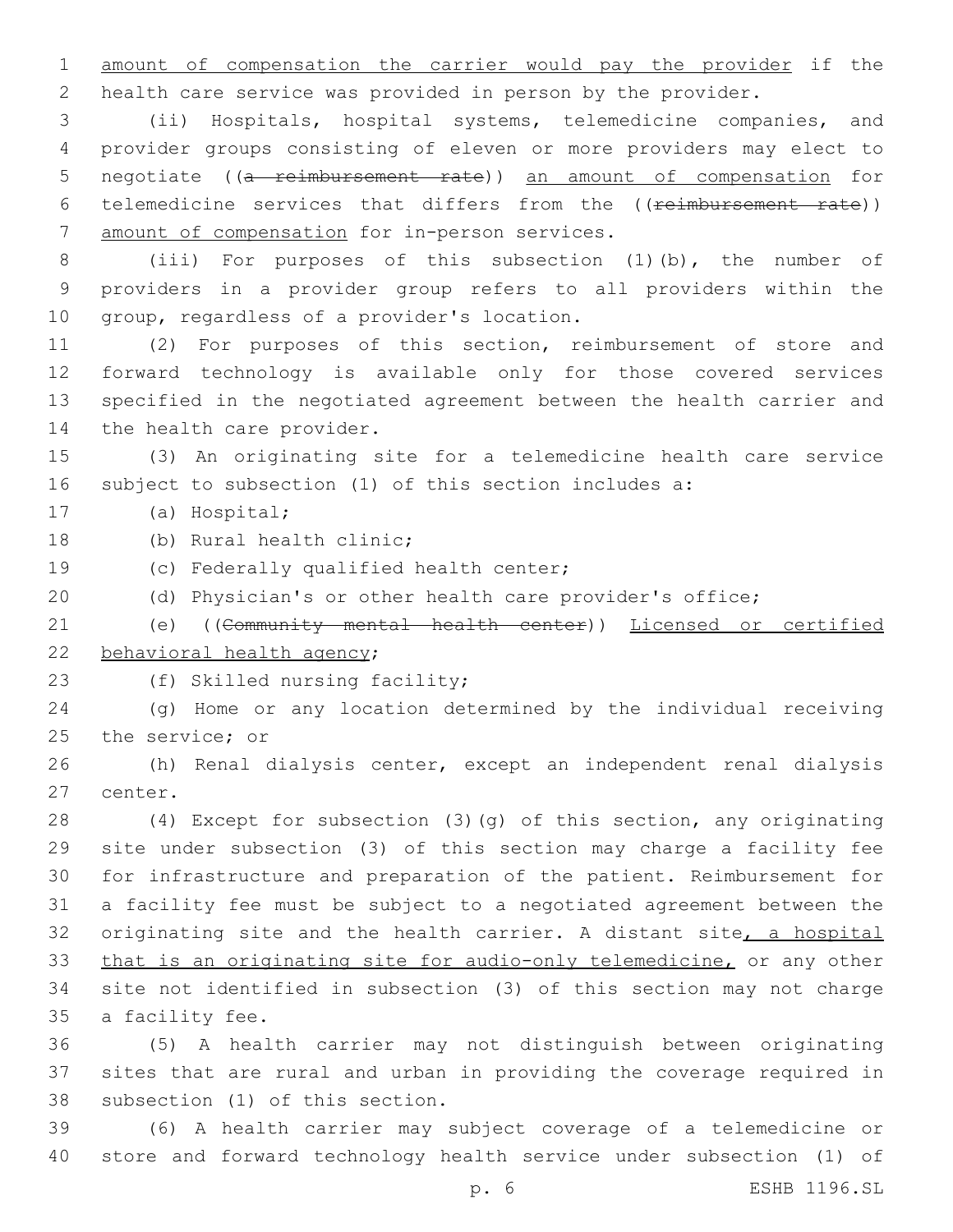amount of compensation the carrier would pay the provider if the health care service was provided in person by the provider.

(ii) Hospitals, hospital systems, telemedicine companies, and provider groups consisting of eleven or more providers may elect to negotiate ((~~a reimbursement rate~~)) an amount of compensation for telemedicine services that differs from the ((~~reimbursement rate~~)) amount of compensation for in-person services.

(iii) For purposes of this subsection (1)(b), the number of providers in a provider group refers to all providers within the group, regardless of a provider's location.

(2) For purposes of this section, reimbursement of store and forward technology is available only for those covered services specified in the negotiated agreement between the health carrier and the health care provider.

(3) An originating site for a telemedicine health care service subject to subsection (1) of this section includes a:

(a) Hospital;

(b) Rural health clinic;

(c) Federally qualified health center;

(d) Physician's or other health care provider's office;

(e) ((~~Community mental health center~~)) Licensed or certified behavioral health agency;

(f) Skilled nursing facility;

(g) Home or any location determined by the individual receiving the service; or

(h) Renal dialysis center, except an independent renal dialysis center.

(4) Except for subsection (3)(g) of this section, any originating site under subsection (3) of this section may charge a facility fee for infrastructure and preparation of the patient. Reimbursement for a facility fee must be subject to a negotiated agreement between the originating site and the health carrier. A distant site, a hospital that is an originating site for audio-only telemedicine, or any other site not identified in subsection (3) of this section may not charge a facility fee.

(5) A health carrier may not distinguish between originating sites that are rural and urban in providing the coverage required in subsection (1) of this section.

(6) A health carrier may subject coverage of a telemedicine or store and forward technology health service under subsection (1) of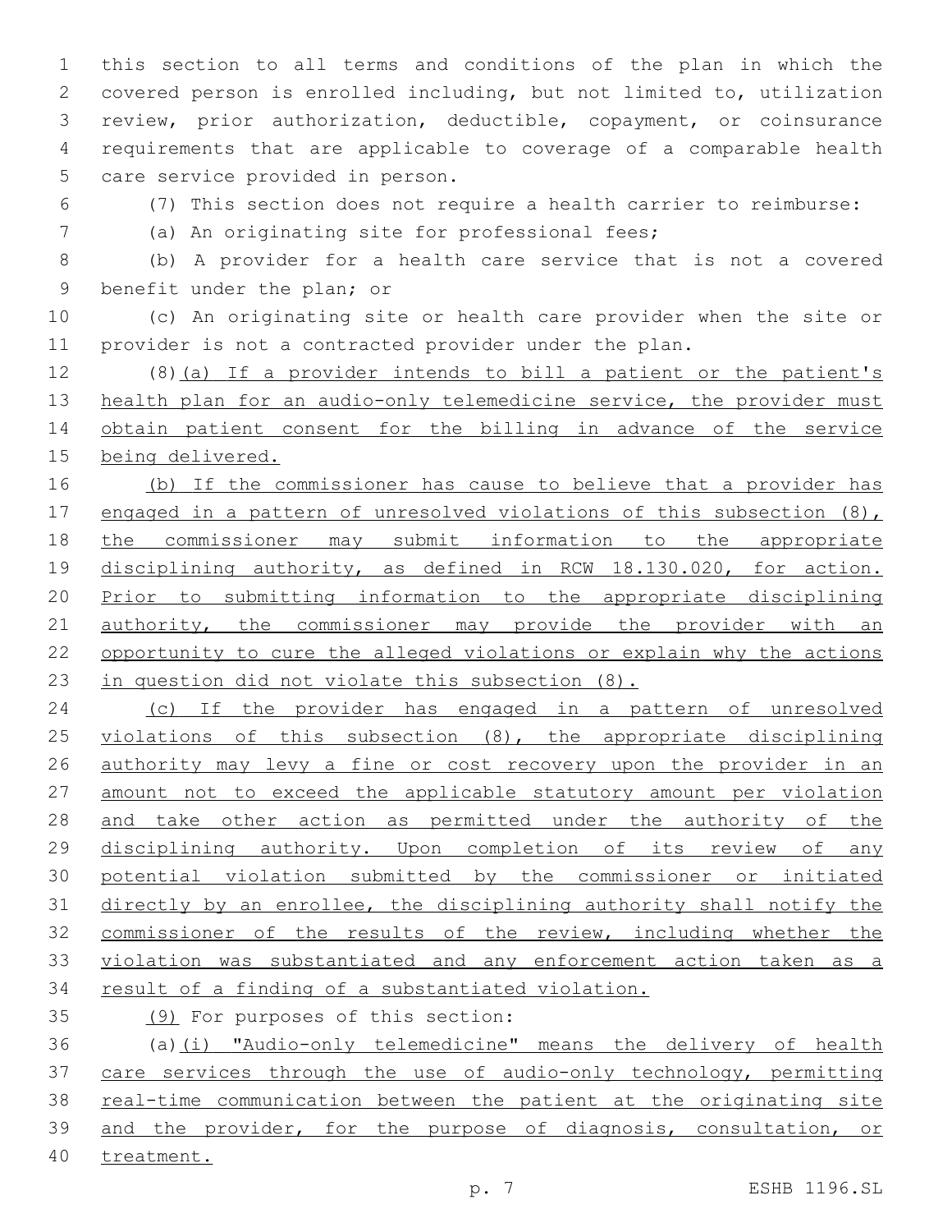this section to all terms and conditions of the plan in which the covered person is enrolled including, but not limited to, utilization review, prior authorization, deductible, copayment, or coinsurance requirements that are applicable to coverage of a comparable health care service provided in person.

(7) This section does not require a health carrier to reimburse:

(a) An originating site for professional fees;

(b) A provider for a health care service that is not a covered benefit under the plan; or

(c) An originating site or health care provider when the site or provider is not a contracted provider under the plan.

(8)(a) If a provider intends to bill a patient or the patient's health plan for an audio-only telemedicine service, the provider must obtain patient consent for the billing in advance of the service being delivered.

(b) If the commissioner has cause to believe that a provider has engaged in a pattern of unresolved violations of this subsection (8), the commissioner may submit information to the appropriate disciplining authority, as defined in RCW 18.130.020, for action. Prior to submitting information to the appropriate disciplining authority, the commissioner may provide the provider with an opportunity to cure the alleged violations or explain why the actions in question did not violate this subsection (8).

(c) If the provider has engaged in a pattern of unresolved violations of this subsection (8), the appropriate disciplining authority may levy a fine or cost recovery upon the provider in an amount not to exceed the applicable statutory amount per violation and take other action as permitted under the authority of the disciplining authority. Upon completion of its review of any potential violation submitted by the commissioner or initiated directly by an enrollee, the disciplining authority shall notify the commissioner of the results of the review, including whether the violation was substantiated and any enforcement action taken as a result of a finding of a substantiated violation.

(9) For purposes of this section:

(a)(i) "Audio-only telemedicine" means the delivery of health care services through the use of audio-only technology, permitting real-time communication between the patient at the originating site and the provider, for the purpose of diagnosis, consultation, or treatment.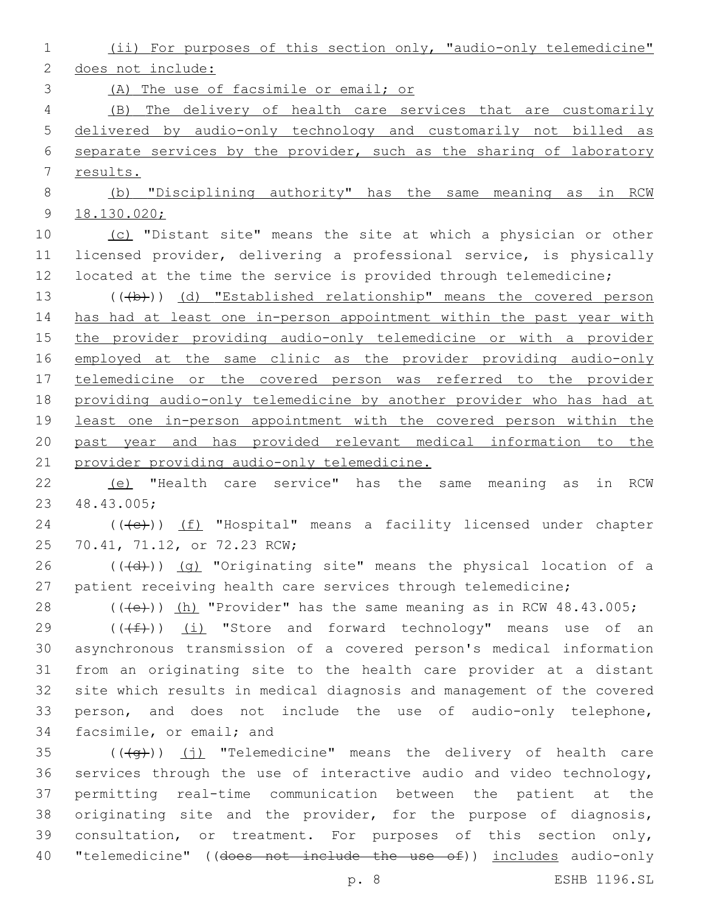(ii) For purposes of this section only, "audio-only telemedicine" does not include:

(A) The use of facsimile or email; or

(B) The delivery of health care services that are customarily delivered by audio-only technology and customarily not billed as separate services by the provider, such as the sharing of laboratory results.

(b) "Disciplining authority" has the same meaning as in RCW 18.130.020;

(c) "Distant site" means the site at which a physician or other licensed provider, delivering a professional service, is physically located at the time the service is provided through telemedicine;

~~((b))~~ (d) "Established relationship" means the covered person has had at least one in-person appointment within the past year with the provider providing audio-only telemedicine or with a provider employed at the same clinic as the provider providing audio-only telemedicine or the covered person was referred to the provider providing audio-only telemedicine by another provider who has had at least one in-person appointment with the covered person within the past year and has provided relevant medical information to the provider providing audio-only telemedicine.

(e) "Health care service" has the same meaning as in RCW 48.43.005;

~~((c))~~ (f) "Hospital" means a facility licensed under chapter 70.41, 71.12, or 72.23 RCW;

~~((d))~~ (g) "Originating site" means the physical location of a patient receiving health care services through telemedicine;

~~((e))~~ (h) "Provider" has the same meaning as in RCW 48.43.005;

~~((f))~~ (i) "Store and forward technology" means use of an asynchronous transmission of a covered person's medical information from an originating site to the health care provider at a distant site which results in medical diagnosis and management of the covered person, and does not include the use of audio-only telephone, facsimile, or email; and

~~((g))~~ (j) "Telemedicine" means the delivery of health care services through the use of interactive audio and video technology, permitting real-time communication between the patient at the originating site and the provider, for the purpose of diagnosis, consultation, or treatment. For purposes of this section only, "telemedicine" ((~~does not include the use of~~)) includes audio-only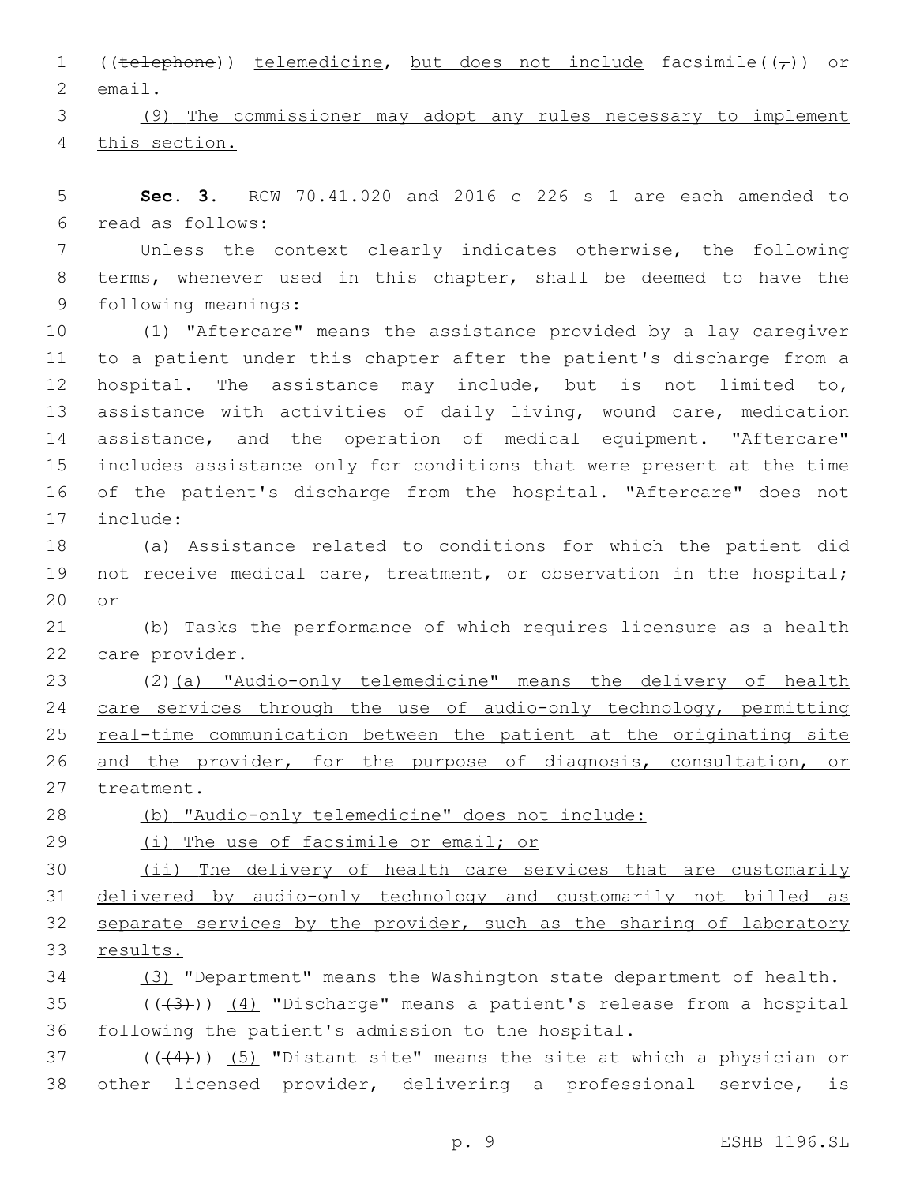((~~telephone~~)) <u>telemedicine</u>, <u>but does not include</u> facsimile((~~,~~)) or email.

<u>(9) The commissioner may adopt any rules necessary to implement this section.</u>

**Sec. 3.** RCW 70.41.020 and 2016 c 226 s 1 are each amended to read as follows:

Unless the context clearly indicates otherwise, the following terms, whenever used in this chapter, shall be deemed to have the following meanings:

(1) "Aftercare" means the assistance provided by a lay caregiver to a patient under this chapter after the patient's discharge from a hospital. The assistance may include, but is not limited to, assistance with activities of daily living, wound care, medication assistance, and the operation of medical equipment. "Aftercare" includes assistance only for conditions that were present at the time of the patient's discharge from the hospital. "Aftercare" does not include:

(a) Assistance related to conditions for which the patient did not receive medical care, treatment, or observation in the hospital; or

(b) Tasks the performance of which requires licensure as a health care provider.

(2)<u>(a) "Audio-only telemedicine" means the delivery of health care services through the use of audio-only technology, permitting real-time communication between the patient at the originating site and the provider, for the purpose of diagnosis, consultation, or treatment.</u>

<u>(b) "Audio-only telemedicine" does not include:</u>

<u>(i) The use of facsimile or email; or</u>

<u>(ii) The delivery of health care services that are customarily delivered by audio-only technology and customarily not billed as separate services by the provider, such as the sharing of laboratory results.</u>

<u>(3)</u> "Department" means the Washington state department of health.

((~~(3)~~)) <u>(4)</u> "Discharge" means a patient's release from a hospital following the patient's admission to the hospital.

((~~(4)~~)) <u>(5)</u> "Distant site" means the site at which a physician or other licensed provider, delivering a professional service, is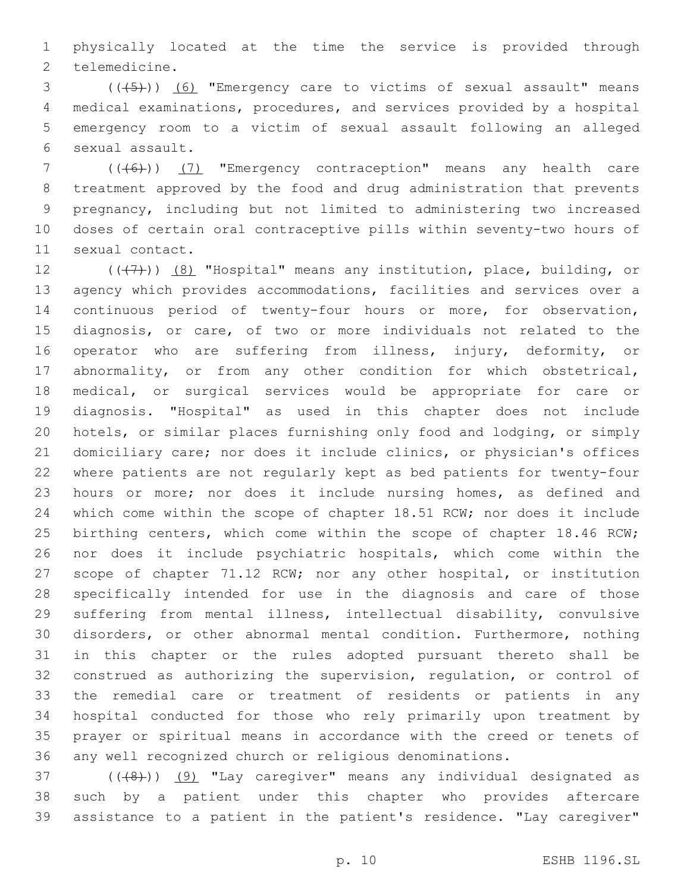physically located at the time the service is provided through telemedicine.

((~~(5)~~)) (6) "Emergency care to victims of sexual assault" means medical examinations, procedures, and services provided by a hospital emergency room to a victim of sexual assault following an alleged sexual assault.

((~~(6)~~)) (7) "Emergency contraception" means any health care treatment approved by the food and drug administration that prevents pregnancy, including but not limited to administering two increased doses of certain oral contraceptive pills within seventy-two hours of sexual contact.

((~~(7)~~)) (8) "Hospital" means any institution, place, building, or agency which provides accommodations, facilities and services over a continuous period of twenty-four hours or more, for observation, diagnosis, or care, of two or more individuals not related to the operator who are suffering from illness, injury, deformity, or abnormality, or from any other condition for which obstetrical, medical, or surgical services would be appropriate for care or diagnosis. "Hospital" as used in this chapter does not include hotels, or similar places furnishing only food and lodging, or simply domiciliary care; nor does it include clinics, or physician's offices where patients are not regularly kept as bed patients for twenty-four hours or more; nor does it include nursing homes, as defined and which come within the scope of chapter 18.51 RCW; nor does it include birthing centers, which come within the scope of chapter 18.46 RCW; nor does it include psychiatric hospitals, which come within the scope of chapter 71.12 RCW; nor any other hospital, or institution specifically intended for use in the diagnosis and care of those suffering from mental illness, intellectual disability, convulsive disorders, or other abnormal mental condition. Furthermore, nothing in this chapter or the rules adopted pursuant thereto shall be construed as authorizing the supervision, regulation, or control of the remedial care or treatment of residents or patients in any hospital conducted for those who rely primarily upon treatment by prayer or spiritual means in accordance with the creed or tenets of any well recognized church or religious denominations.

((~~(8)~~)) (9) "Lay caregiver" means any individual designated as such by a patient under this chapter who provides aftercare assistance to a patient in the patient's residence. "Lay caregiver"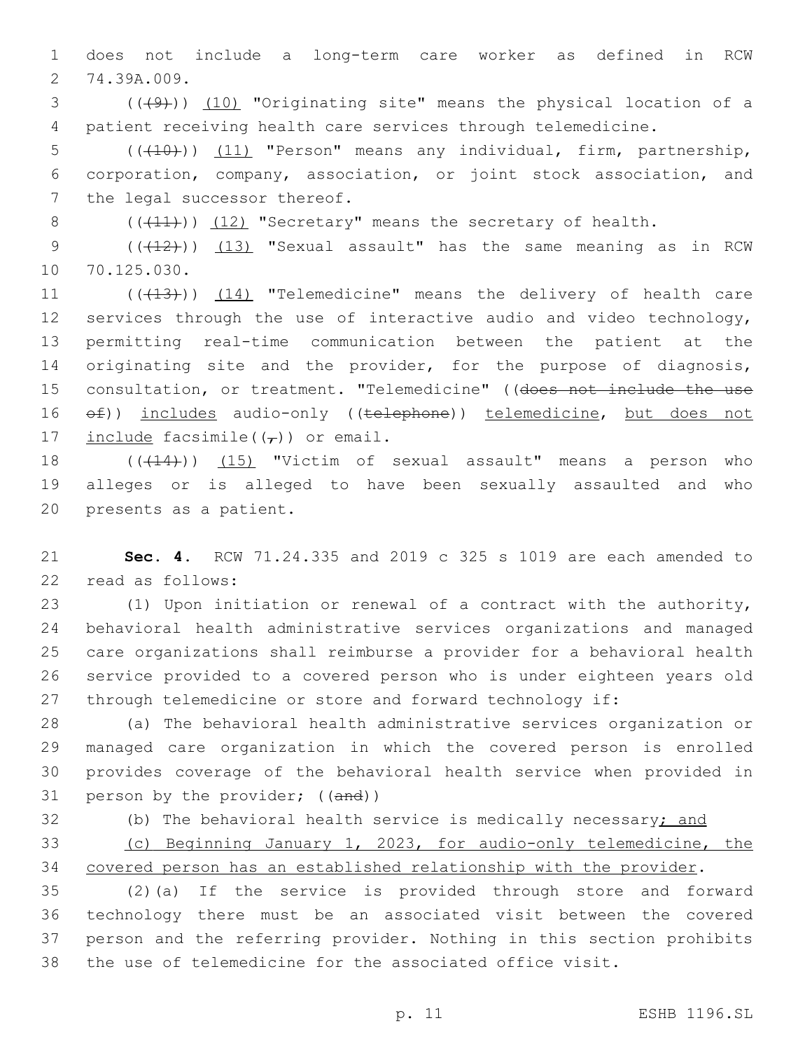does not include a long-term care worker as defined in RCW 74.39A.009.

(((9))) (10) "Originating site" means the physical location of a patient receiving health care services through telemedicine.

(((10))) (11) "Person" means any individual, firm, partnership, corporation, company, association, or joint stock association, and the legal successor thereof.

(((11))) (12) "Secretary" means the secretary of health.

(((12))) (13) "Sexual assault" has the same meaning as in RCW 70.125.030.

(((13))) (14) "Telemedicine" means the delivery of health care services through the use of interactive audio and video technology, permitting real-time communication between the patient at the originating site and the provider, for the purpose of diagnosis, consultation, or treatment. "Telemedicine" ((does not include the use of)) includes audio-only ((telephone)) telemedicine, but does not include facsimile((,)) or email.

(((14))) (15) "Victim of sexual assault" means a person who alleges or is alleged to have been sexually assaulted and who presents as a patient.

**Sec. 4.** RCW 71.24.335 and 2019 c 325 s 1019 are each amended to read as follows:

(1) Upon initiation or renewal of a contract with the authority, behavioral health administrative services organizations and managed care organizations shall reimburse a provider for a behavioral health service provided to a covered person who is under eighteen years old through telemedicine or store and forward technology if:

(a) The behavioral health administrative services organization or managed care organization in which the covered person is enrolled provides coverage of the behavioral health service when provided in person by the provider; ((and))

(b) The behavioral health service is medically necessary; and

(c) Beginning January 1, 2023, for audio-only telemedicine, the covered person has an established relationship with the provider.

(2)(a) If the service is provided through store and forward technology there must be an associated visit between the covered person and the referring provider. Nothing in this section prohibits the use of telemedicine for the associated office visit.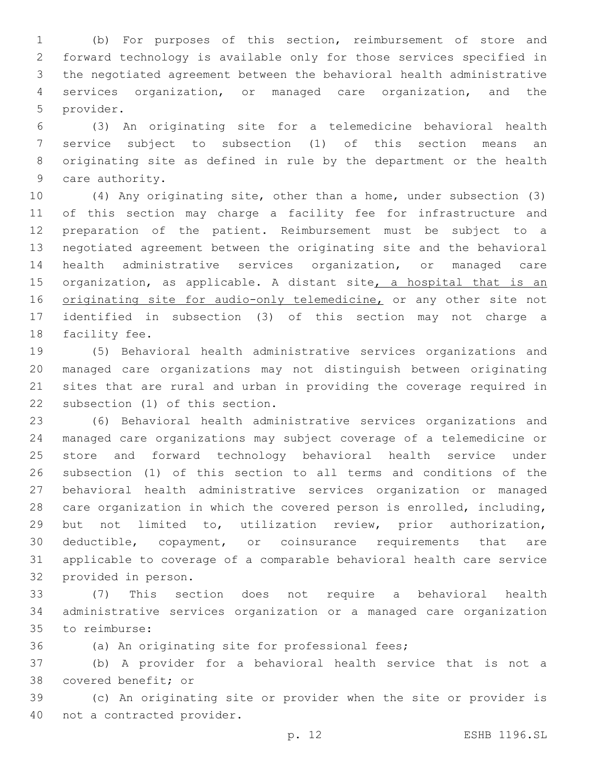(b) For purposes of this section, reimbursement of store and forward technology is available only for those services specified in the negotiated agreement between the behavioral health administrative services organization, or managed care organization, and the provider.

(3) An originating site for a telemedicine behavioral health service subject to subsection (1) of this section means an originating site as defined in rule by the department or the health care authority.

(4) Any originating site, other than a home, under subsection (3) of this section may charge a facility fee for infrastructure and preparation of the patient. Reimbursement must be subject to a negotiated agreement between the originating site and the behavioral health administrative services organization, or managed care organization, as applicable. A distant site<u>, a hospital that is an originating site for audio-only telemedicine,</u> or any other site not identified in subsection (3) of this section may not charge a facility fee.

(5) Behavioral health administrative services organizations and managed care organizations may not distinguish between originating sites that are rural and urban in providing the coverage required in subsection (1) of this section.

(6) Behavioral health administrative services organizations and managed care organizations may subject coverage of a telemedicine or store and forward technology behavioral health service under subsection (1) of this section to all terms and conditions of the behavioral health administrative services organization or managed care organization in which the covered person is enrolled, including, but not limited to, utilization review, prior authorization, deductible, copayment, or coinsurance requirements that are applicable to coverage of a comparable behavioral health care service provided in person.

(7) This section does not require a behavioral health administrative services organization or a managed care organization to reimburse:

(a) An originating site for professional fees;

(b) A provider for a behavioral health service that is not a covered benefit; or

(c) An originating site or provider when the site or provider is not a contracted provider.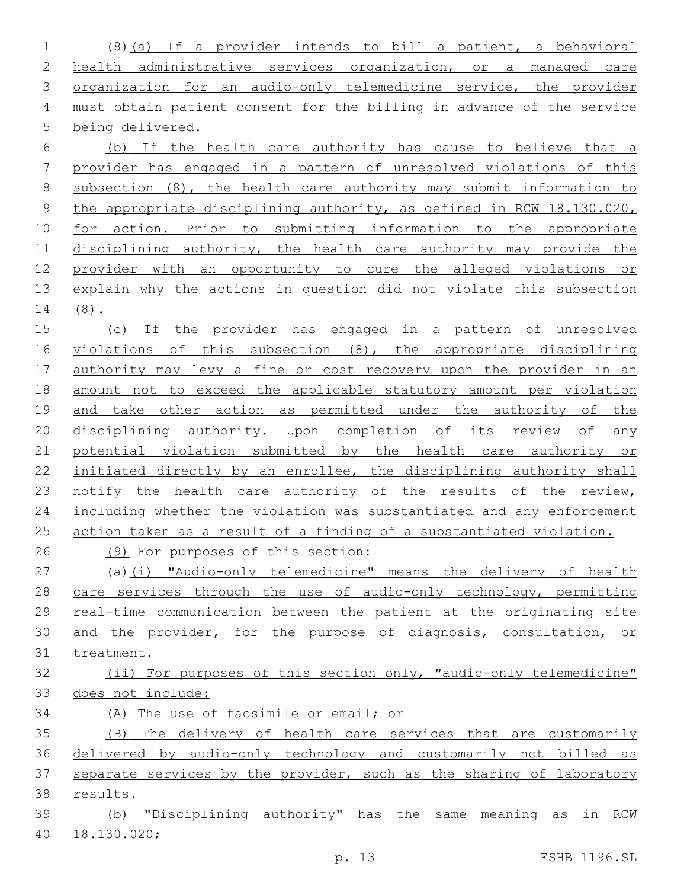(8)(a) If a provider intends to bill a patient, a behavioral health administrative services organization, or a managed care organization for an audio-only telemedicine service, the provider must obtain patient consent for the billing in advance of the service being delivered.

(b) If the health care authority has cause to believe that a provider has engaged in a pattern of unresolved violations of this subsection (8), the health care authority may submit information to the appropriate disciplining authority, as defined in RCW 18.130.020, for action. Prior to submitting information to the appropriate disciplining authority, the health care authority may provide the provider with an opportunity to cure the alleged violations or explain why the actions in question did not violate this subsection (8).

(c) If the provider has engaged in a pattern of unresolved violations of this subsection (8), the appropriate disciplining authority may levy a fine or cost recovery upon the provider in an amount not to exceed the applicable statutory amount per violation and take other action as permitted under the authority of the disciplining authority. Upon completion of its review of any potential violation submitted by the health care authority or initiated directly by an enrollee, the disciplining authority shall notify the health care authority of the results of the review, including whether the violation was substantiated and any enforcement action taken as a result of a finding of a substantiated violation.

(9) For purposes of this section:

(a)(i) "Audio-only telemedicine" means the delivery of health care services through the use of audio-only technology, permitting real-time communication between the patient at the originating site and the provider, for the purpose of diagnosis, consultation, or treatment.

(ii) For purposes of this section only, "audio-only telemedicine" does not include:

(A) The use of facsimile or email; or

(B) The delivery of health care services that are customarily delivered by audio-only technology and customarily not billed as separate services by the provider, such as the sharing of laboratory results.

(b) "Disciplining authority" has the same meaning as in RCW 18.130.020;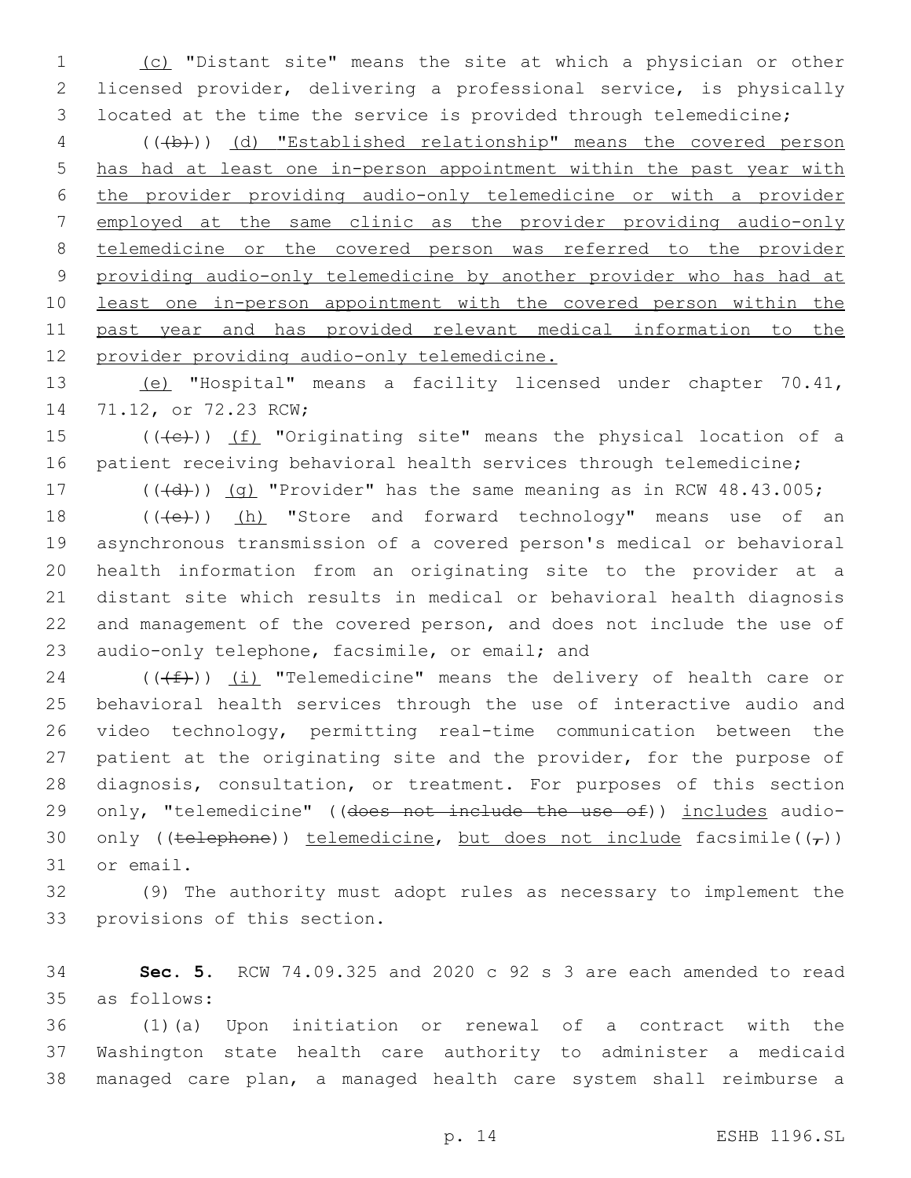(c) "Distant site" means the site at which a physician or other licensed provider, delivering a professional service, is physically located at the time the service is provided through telemedicine;

(((b))) (d) "Established relationship" means the covered person has had at least one in-person appointment within the past year with the provider providing audio-only telemedicine or with a provider employed at the same clinic as the provider providing audio-only telemedicine or the covered person was referred to the provider providing audio-only telemedicine by another provider who has had at least one in-person appointment with the covered person within the past year and has provided relevant medical information to the provider providing audio-only telemedicine.

(e) "Hospital" means a facility licensed under chapter 70.41, 71.12, or 72.23 RCW;

(((c))) (f) "Originating site" means the physical location of a patient receiving behavioral health services through telemedicine;

(((d))) (g) "Provider" has the same meaning as in RCW 48.43.005;

(((e))) (h) "Store and forward technology" means use of an asynchronous transmission of a covered person's medical or behavioral health information from an originating site to the provider at a distant site which results in medical or behavioral health diagnosis and management of the covered person, and does not include the use of audio-only telephone, facsimile, or email; and

(((f))) (i) "Telemedicine" means the delivery of health care or behavioral health services through the use of interactive audio and video technology, permitting real-time communication between the patient at the originating site and the provider, for the purpose of diagnosis, consultation, or treatment. For purposes of this section only, "telemedicine" ((~~does not include the use of~~)) includes audio-only ((~~telephone~~)) telemedicine, but does not include facsimile((~~,~~)) or email.

(9) The authority must adopt rules as necessary to implement the provisions of this section.

**Sec. 5.** RCW 74.09.325 and 2020 c 92 s 3 are each amended to read as follows:

(1)(a) Upon initiation or renewal of a contract with the Washington state health care authority to administer a medicaid managed care plan, a managed health care system shall reimburse a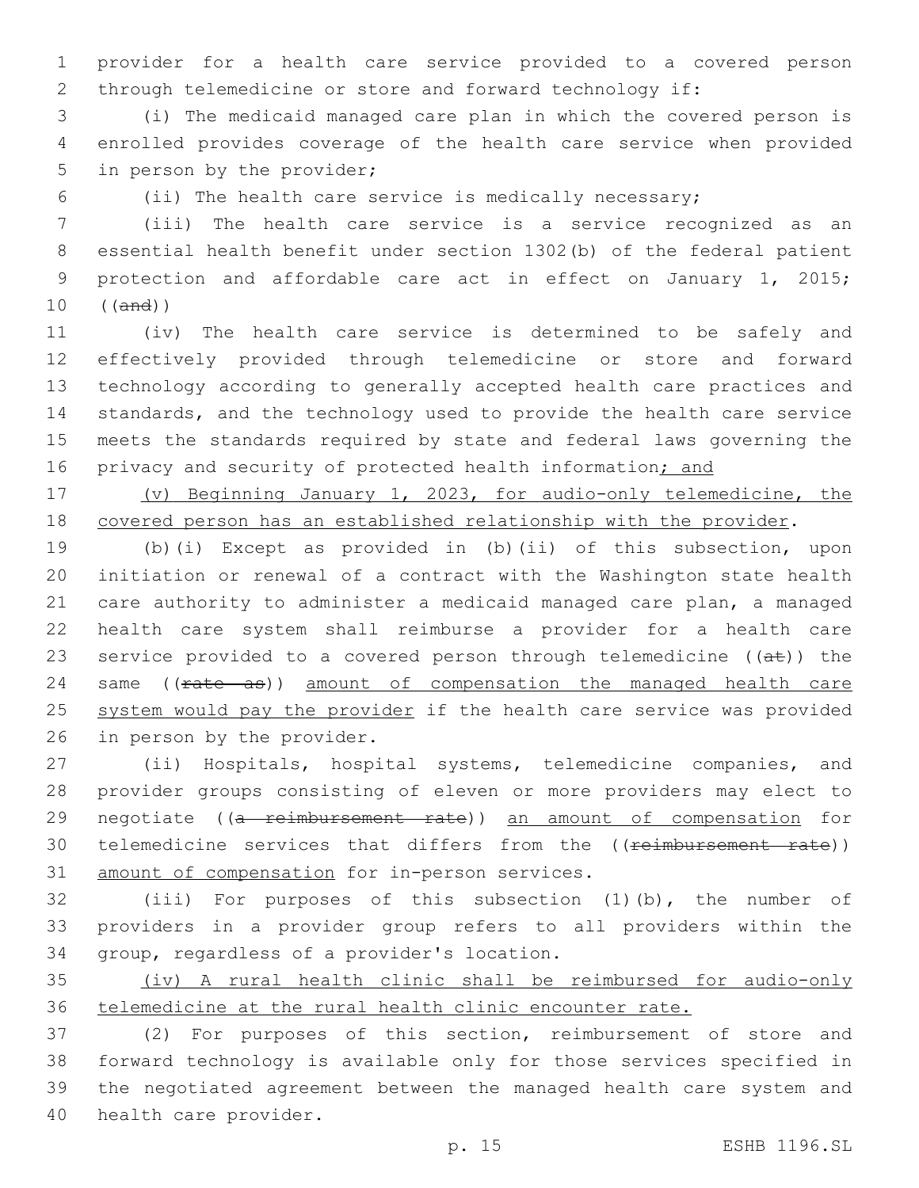provider for a health care service provided to a covered person through telemedicine or store and forward technology if:

(i) The medicaid managed care plan in which the covered person is enrolled provides coverage of the health care service when provided in person by the provider;

(ii) The health care service is medically necessary;

(iii) The health care service is a service recognized as an essential health benefit under section 1302(b) of the federal patient protection and affordable care act in effect on January 1, 2015; ((~~and~~))

(iv) The health care service is determined to be safely and effectively provided through telemedicine or store and forward technology according to generally accepted health care practices and standards, and the technology used to provide the health care service meets the standards required by state and federal laws governing the privacy and security of protected health information<u>; and</u>

<u>(v) Beginning January 1, 2023, for audio-only telemedicine, the covered person has an established relationship with the provider</u>.

(b)(i) Except as provided in (b)(ii) of this subsection, upon initiation or renewal of a contract with the Washington state health care authority to administer a medicaid managed care plan, a managed health care system shall reimburse a provider for a health care service provided to a covered person through telemedicine ((~~at~~)) the same ((~~rate as~~)) <u>amount of compensation the managed health care system would pay the provider</u> if the health care service was provided in person by the provider.

(ii) Hospitals, hospital systems, telemedicine companies, and provider groups consisting of eleven or more providers may elect to negotiate ((~~a reimbursement rate~~)) <u>an amount of compensation</u> for telemedicine services that differs from the ((~~reimbursement rate~~)) <u>amount of compensation</u> for in-person services.

(iii) For purposes of this subsection (1)(b), the number of providers in a provider group refers to all providers within the group, regardless of a provider's location.

<u>(iv) A rural health clinic shall be reimbursed for audio-only telemedicine at the rural health clinic encounter rate.</u>

(2) For purposes of this section, reimbursement of store and forward technology is available only for those services specified in the negotiated agreement between the managed health care system and health care provider.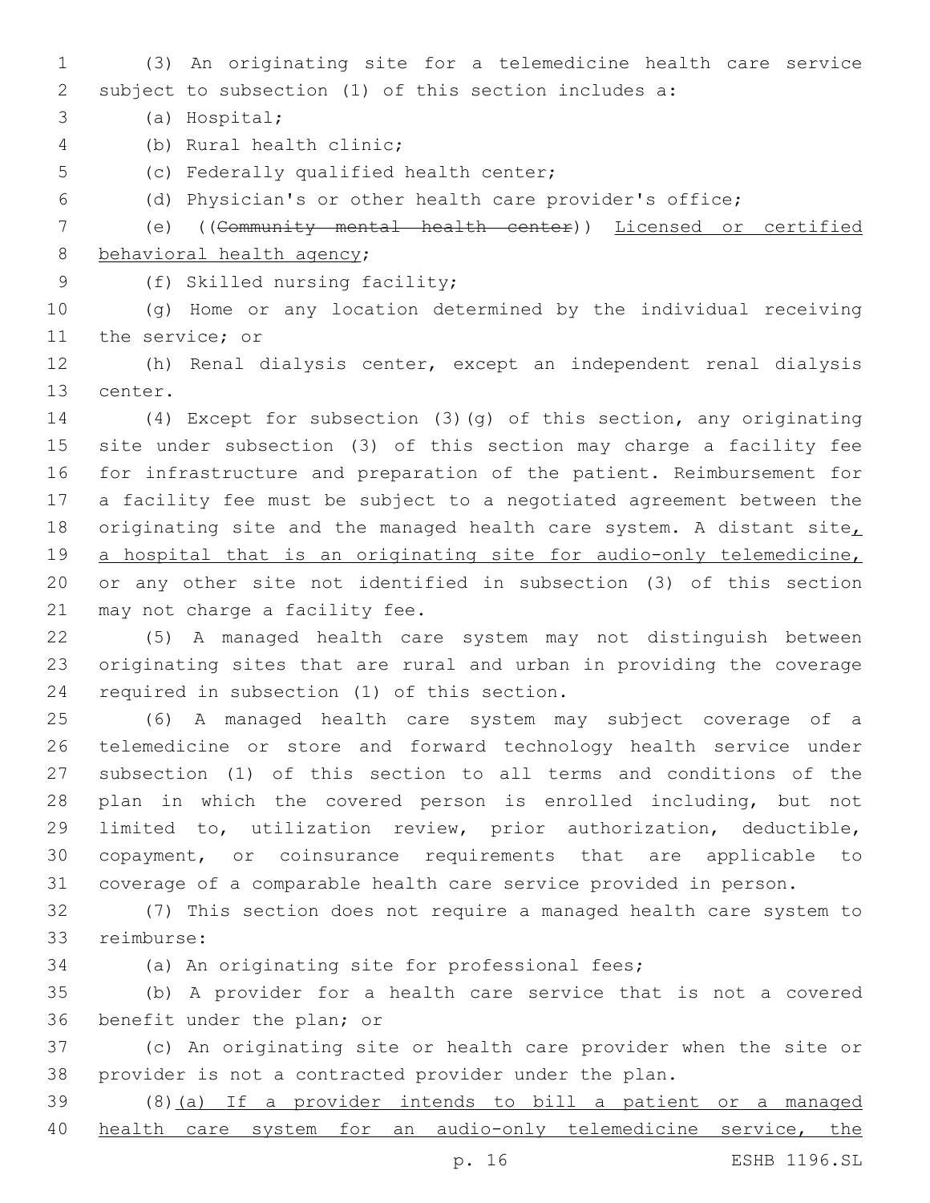(3) An originating site for a telemedicine health care service subject to subsection (1) of this section includes a:

(a) Hospital;

(b) Rural health clinic;

(c) Federally qualified health center;

(d) Physician's or other health care provider's office;

(e) ((~~Community mental health center~~)) <u>Licensed or certified behavioral health agency</u>;

(f) Skilled nursing facility;

(g) Home or any location determined by the individual receiving the service; or

(h) Renal dialysis center, except an independent renal dialysis center.

(4) Except for subsection (3)(g) of this section, any originating site under subsection (3) of this section may charge a facility fee for infrastructure and preparation of the patient. Reimbursement for a facility fee must be subject to a negotiated agreement between the originating site and the managed health care system. A distant site<u>, a hospital that is an originating site for audio-only telemedicine,</u> or any other site not identified in subsection (3) of this section may not charge a facility fee.

(5) A managed health care system may not distinguish between originating sites that are rural and urban in providing the coverage required in subsection (1) of this section.

(6) A managed health care system may subject coverage of a telemedicine or store and forward technology health service under subsection (1) of this section to all terms and conditions of the plan in which the covered person is enrolled including, but not limited to, utilization review, prior authorization, deductible, copayment, or coinsurance requirements that are applicable to coverage of a comparable health care service provided in person.

(7) This section does not require a managed health care system to reimburse:

(a) An originating site for professional fees;

(b) A provider for a health care service that is not a covered benefit under the plan; or

(c) An originating site or health care provider when the site or provider is not a contracted provider under the plan.

(8)<u>(a) If a provider intends to bill a patient or a managed health care system for an audio-only telemedicine service, the</u>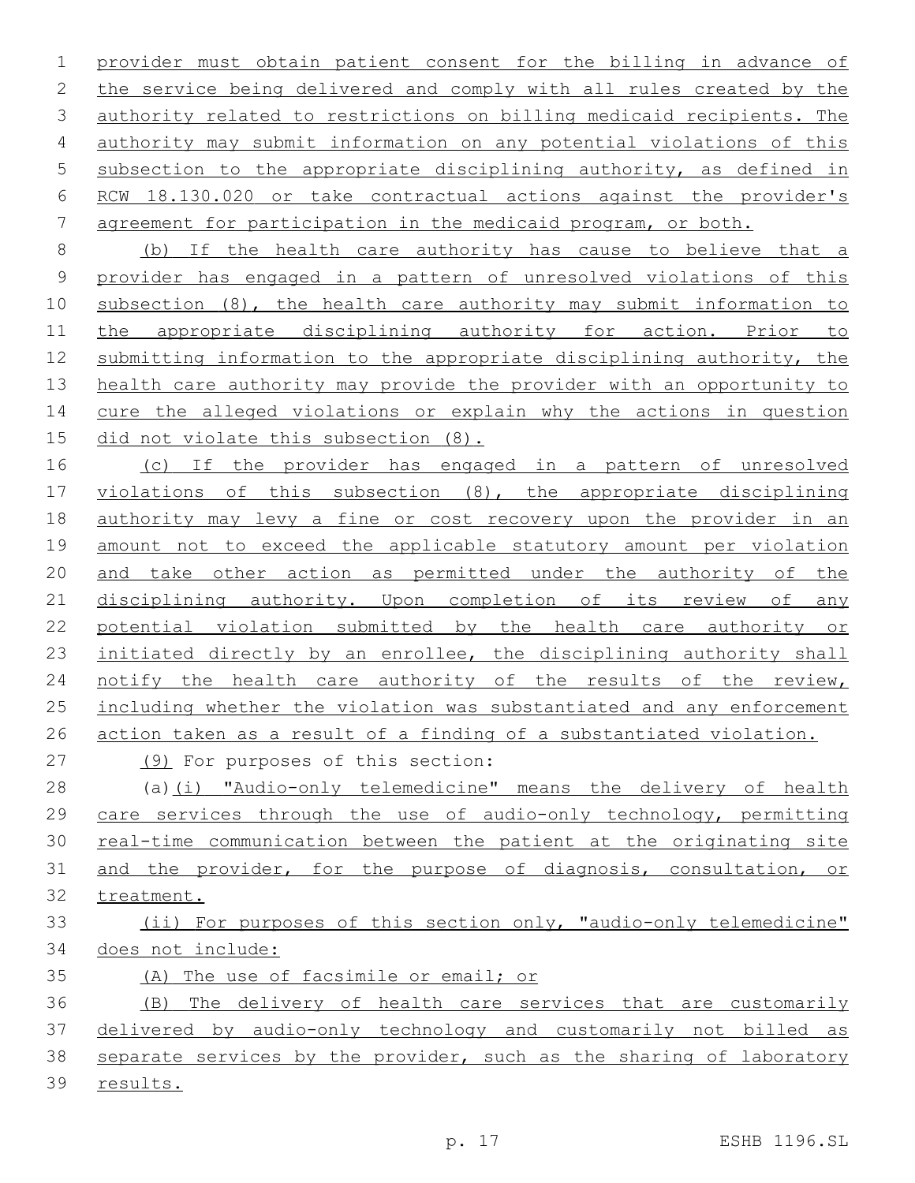provider must obtain patient consent for the billing in advance of the service being delivered and comply with all rules created by the authority related to restrictions on billing medicaid recipients. The authority may submit information on any potential violations of this subsection to the appropriate disciplining authority, as defined in RCW 18.130.020 or take contractual actions against the provider's agreement for participation in the medicaid program, or both.

(b) If the health care authority has cause to believe that a provider has engaged in a pattern of unresolved violations of this subsection (8), the health care authority may submit information to the appropriate disciplining authority for action. Prior to submitting information to the appropriate disciplining authority, the health care authority may provide the provider with an opportunity to cure the alleged violations or explain why the actions in question did not violate this subsection (8).

(c) If the provider has engaged in a pattern of unresolved violations of this subsection (8), the appropriate disciplining authority may levy a fine or cost recovery upon the provider in an amount not to exceed the applicable statutory amount per violation and take other action as permitted under the authority of the disciplining authority. Upon completion of its review of any potential violation submitted by the health care authority or initiated directly by an enrollee, the disciplining authority shall notify the health care authority of the results of the review, including whether the violation was substantiated and any enforcement action taken as a result of a finding of a substantiated violation.

(9) For purposes of this section:

(a)(i) "Audio-only telemedicine" means the delivery of health care services through the use of audio-only technology, permitting real-time communication between the patient at the originating site and the provider, for the purpose of diagnosis, consultation, or treatment.

(ii) For purposes of this section only, "audio-only telemedicine" does not include:

(A) The use of facsimile or email; or

(B) The delivery of health care services that are customarily delivered by audio-only technology and customarily not billed as separate services by the provider, such as the sharing of laboratory results.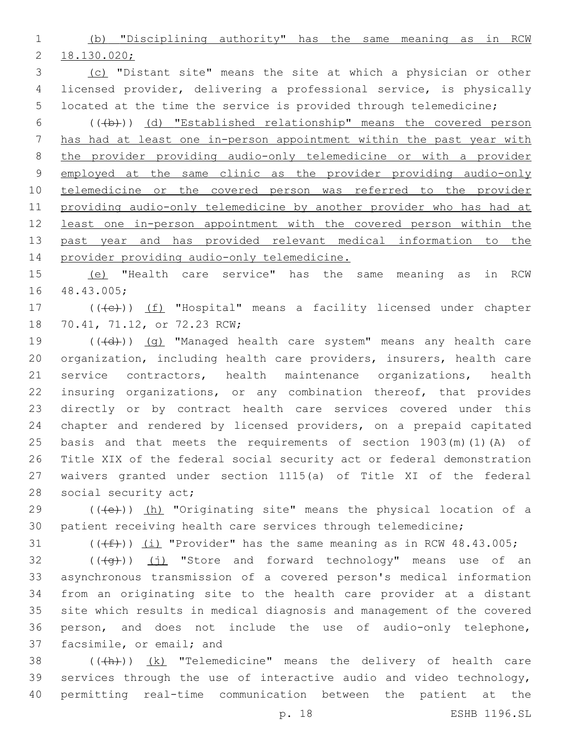(b) "Disciplining authority" has the same meaning as in RCW 18.130.020;

(c) "Distant site" means the site at which a physician or other licensed provider, delivering a professional service, is physically located at the time the service is provided through telemedicine;

(((b))) (d) "Established relationship" means the covered person has had at least one in-person appointment within the past year with the provider providing audio-only telemedicine or with a provider employed at the same clinic as the provider providing audio-only telemedicine or the covered person was referred to the provider providing audio-only telemedicine by another provider who has had at least one in-person appointment with the covered person within the past year and has provided relevant medical information to the provider providing audio-only telemedicine.

(e) "Health care service" has the same meaning as in RCW 48.43.005;

(((c))) (f) "Hospital" means a facility licensed under chapter 70.41, 71.12, or 72.23 RCW;

(((d))) (g) "Managed health care system" means any health care organization, including health care providers, insurers, health care service contractors, health maintenance organizations, health insuring organizations, or any combination thereof, that provides directly or by contract health care services covered under this chapter and rendered by licensed providers, on a prepaid capitated basis and that meets the requirements of section 1903(m)(1)(A) of Title XIX of the federal social security act or federal demonstration waivers granted under section 1115(a) of Title XI of the federal social security act;

(((e))) (h) "Originating site" means the physical location of a patient receiving health care services through telemedicine;

(((f))) (i) "Provider" has the same meaning as in RCW 48.43.005;

(((g))) (j) "Store and forward technology" means use of an asynchronous transmission of a covered person's medical information from an originating site to the health care provider at a distant site which results in medical diagnosis and management of the covered person, and does not include the use of audio-only telephone, facsimile, or email; and

(((h))) (k) "Telemedicine" means the delivery of health care services through the use of interactive audio and video technology, permitting real-time communication between the patient at the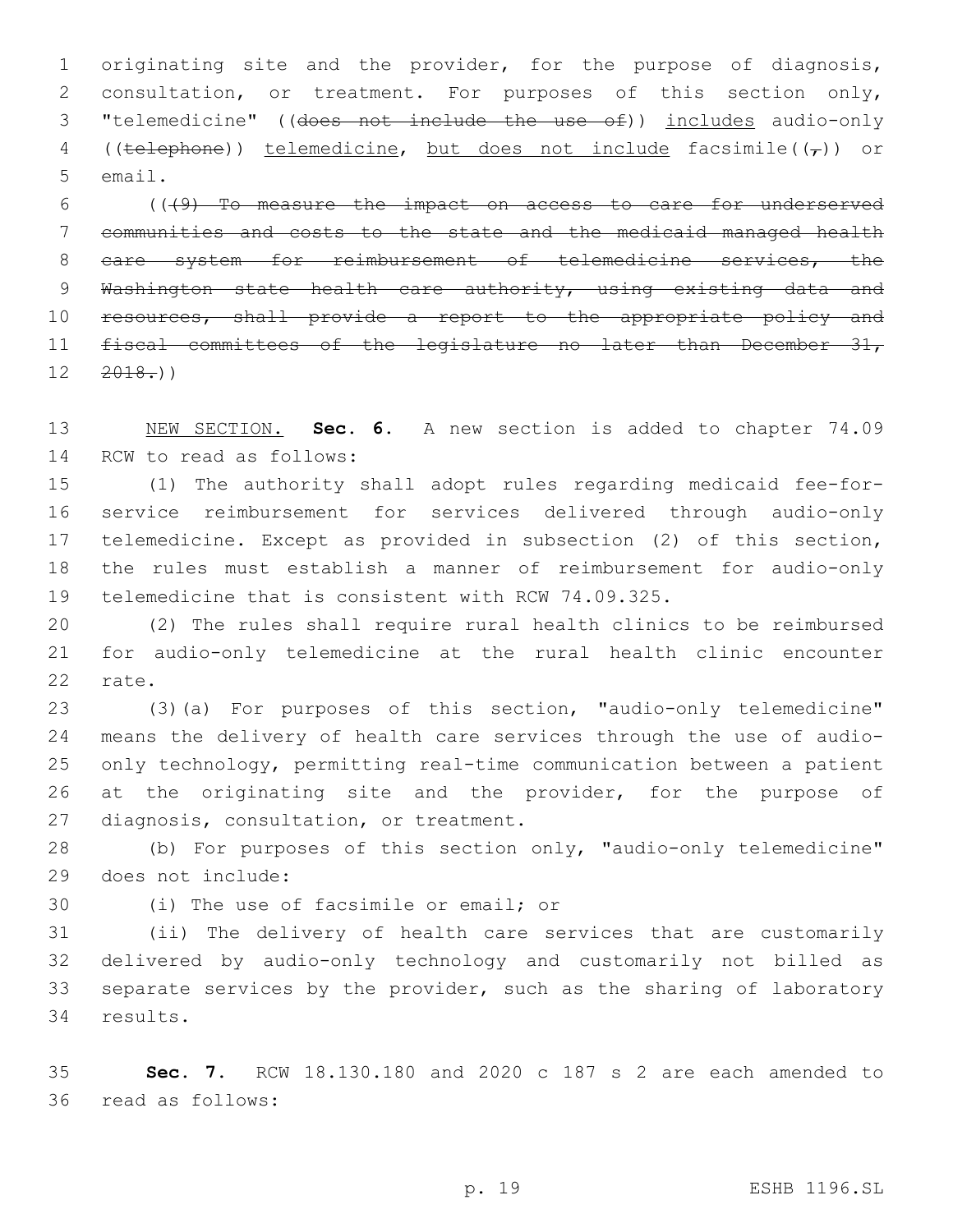originating site and the provider, for the purpose of diagnosis, consultation, or treatment. For purposes of this section only, "telemedicine" ((~~does not include the use of~~)) <u>includes</u> audio-only ((~~telephone~~)) <u>telemedicine</u>, <u>but does not include</u> facsimile((~~,~~)) or email.

((~~(9) To measure the impact on access to care for underserved communities and costs to the state and the medicaid managed health care system for reimbursement of telemedicine services, the Washington state health care authority, using existing data and resources, shall provide a report to the appropriate policy and fiscal committees of the legislature no later than December 31, 2018.~~))

<u>NEW SECTION.</u> **Sec. 6.** A new section is added to chapter 74.09 RCW to read as follows:

(1) The authority shall adopt rules regarding medicaid fee-for-service reimbursement for services delivered through audio-only telemedicine. Except as provided in subsection (2) of this section, the rules must establish a manner of reimbursement for audio-only telemedicine that is consistent with RCW 74.09.325.

(2) The rules shall require rural health clinics to be reimbursed for audio-only telemedicine at the rural health clinic encounter rate.

(3)(a) For purposes of this section, "audio-only telemedicine" means the delivery of health care services through the use of audio-only technology, permitting real-time communication between a patient at the originating site and the provider, for the purpose of diagnosis, consultation, or treatment.

(b) For purposes of this section only, "audio-only telemedicine" does not include:

(i) The use of facsimile or email; or

(ii) The delivery of health care services that are customarily delivered by audio-only technology and customarily not billed as separate services by the provider, such as the sharing of laboratory results.

**Sec. 7.** RCW 18.130.180 and 2020 c 187 s 2 are each amended to read as follows: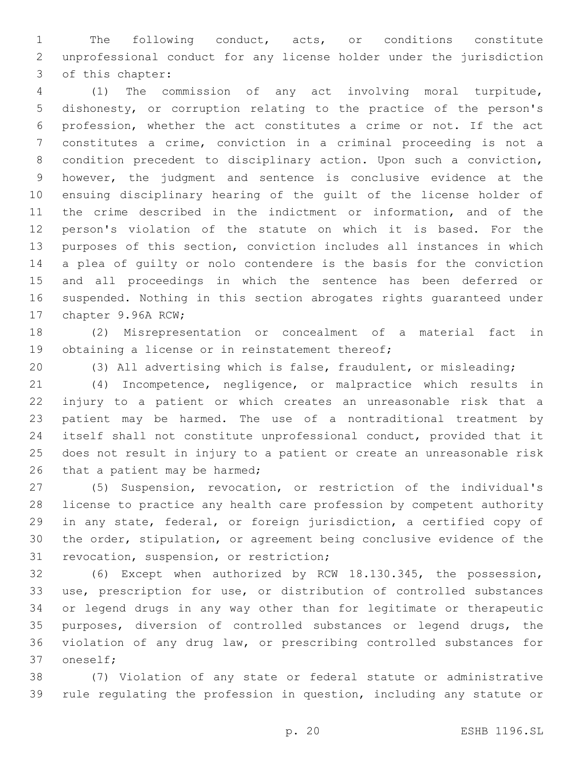The following conduct, acts, or conditions constitute unprofessional conduct for any license holder under the jurisdiction of this chapter:

(1) The commission of any act involving moral turpitude, dishonesty, or corruption relating to the practice of the person's profession, whether the act constitutes a crime or not. If the act constitutes a crime, conviction in a criminal proceeding is not a condition precedent to disciplinary action. Upon such a conviction, however, the judgment and sentence is conclusive evidence at the ensuing disciplinary hearing of the guilt of the license holder of the crime described in the indictment or information, and of the person's violation of the statute on which it is based. For the purposes of this section, conviction includes all instances in which a plea of guilty or nolo contendere is the basis for the conviction and all proceedings in which the sentence has been deferred or suspended. Nothing in this section abrogates rights guaranteed under chapter 9.96A RCW;

(2) Misrepresentation or concealment of a material fact in obtaining a license or in reinstatement thereof;

(3) All advertising which is false, fraudulent, or misleading;

(4) Incompetence, negligence, or malpractice which results in injury to a patient or which creates an unreasonable risk that a patient may be harmed. The use of a nontraditional treatment by itself shall not constitute unprofessional conduct, provided that it does not result in injury to a patient or create an unreasonable risk that a patient may be harmed;

(5) Suspension, revocation, or restriction of the individual's license to practice any health care profession by competent authority in any state, federal, or foreign jurisdiction, a certified copy of the order, stipulation, or agreement being conclusive evidence of the revocation, suspension, or restriction;

(6) Except when authorized by RCW 18.130.345, the possession, use, prescription for use, or distribution of controlled substances or legend drugs in any way other than for legitimate or therapeutic purposes, diversion of controlled substances or legend drugs, the violation of any drug law, or prescribing controlled substances for oneself;

(7) Violation of any state or federal statute or administrative rule regulating the profession in question, including any statute or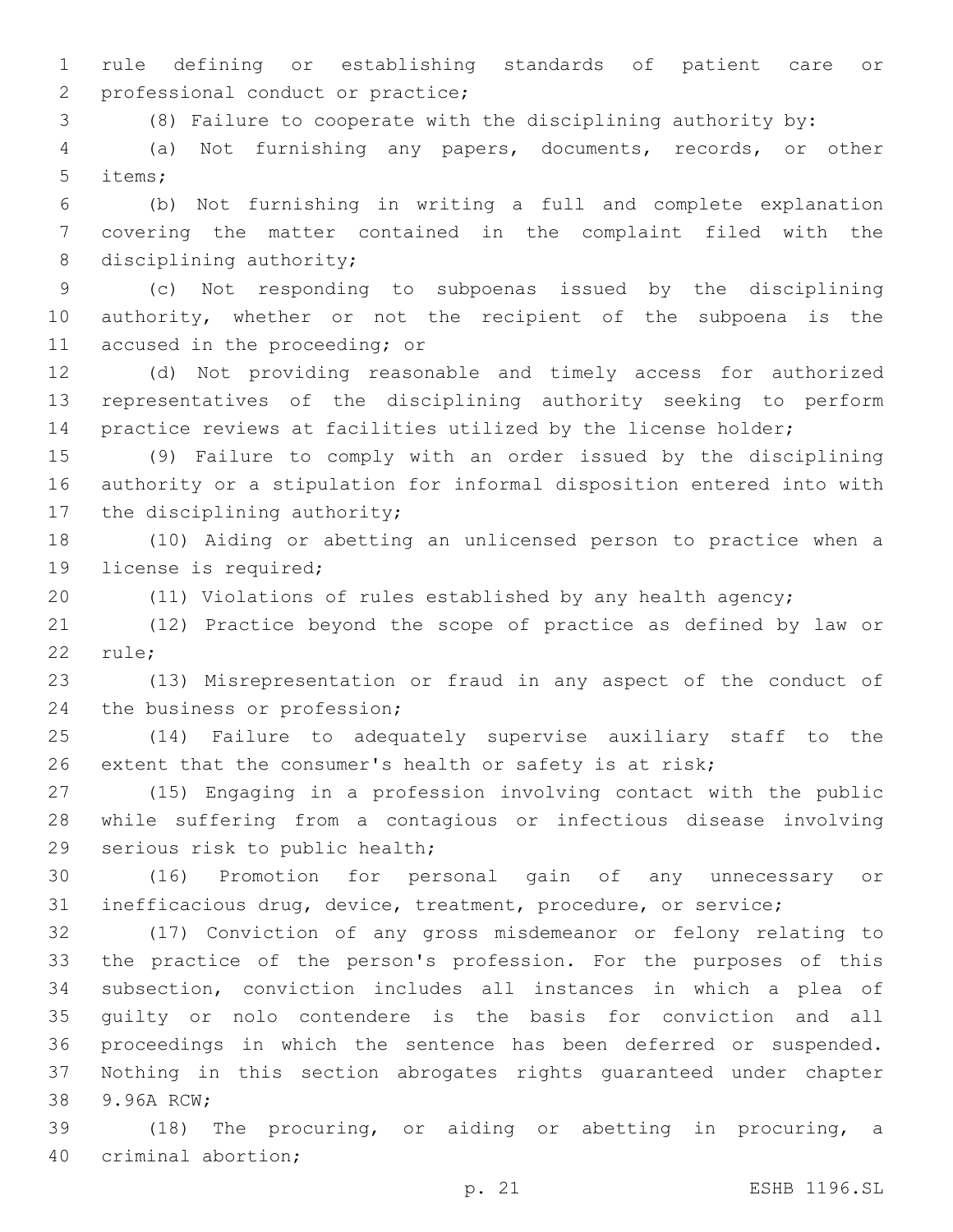rule defining or establishing standards of patient care or professional conduct or practice;

(8) Failure to cooperate with the disciplining authority by:

(a) Not furnishing any papers, documents, records, or other items;

(b) Not furnishing in writing a full and complete explanation covering the matter contained in the complaint filed with the disciplining authority;

(c) Not responding to subpoenas issued by the disciplining authority, whether or not the recipient of the subpoena is the accused in the proceeding; or

(d) Not providing reasonable and timely access for authorized representatives of the disciplining authority seeking to perform practice reviews at facilities utilized by the license holder;

(9) Failure to comply with an order issued by the disciplining authority or a stipulation for informal disposition entered into with the disciplining authority;

(10) Aiding or abetting an unlicensed person to practice when a license is required;

(11) Violations of rules established by any health agency;

(12) Practice beyond the scope of practice as defined by law or rule;

(13) Misrepresentation or fraud in any aspect of the conduct of the business or profession;

(14) Failure to adequately supervise auxiliary staff to the extent that the consumer's health or safety is at risk;

(15) Engaging in a profession involving contact with the public while suffering from a contagious or infectious disease involving serious risk to public health;

(16) Promotion for personal gain of any unnecessary or inefficacious drug, device, treatment, procedure, or service;

(17) Conviction of any gross misdemeanor or felony relating to the practice of the person's profession. For the purposes of this subsection, conviction includes all instances in which a plea of guilty or nolo contendere is the basis for conviction and all proceedings in which the sentence has been deferred or suspended. Nothing in this section abrogates rights guaranteed under chapter 9.96A RCW;

(18) The procuring, or aiding or abetting in procuring, a criminal abortion;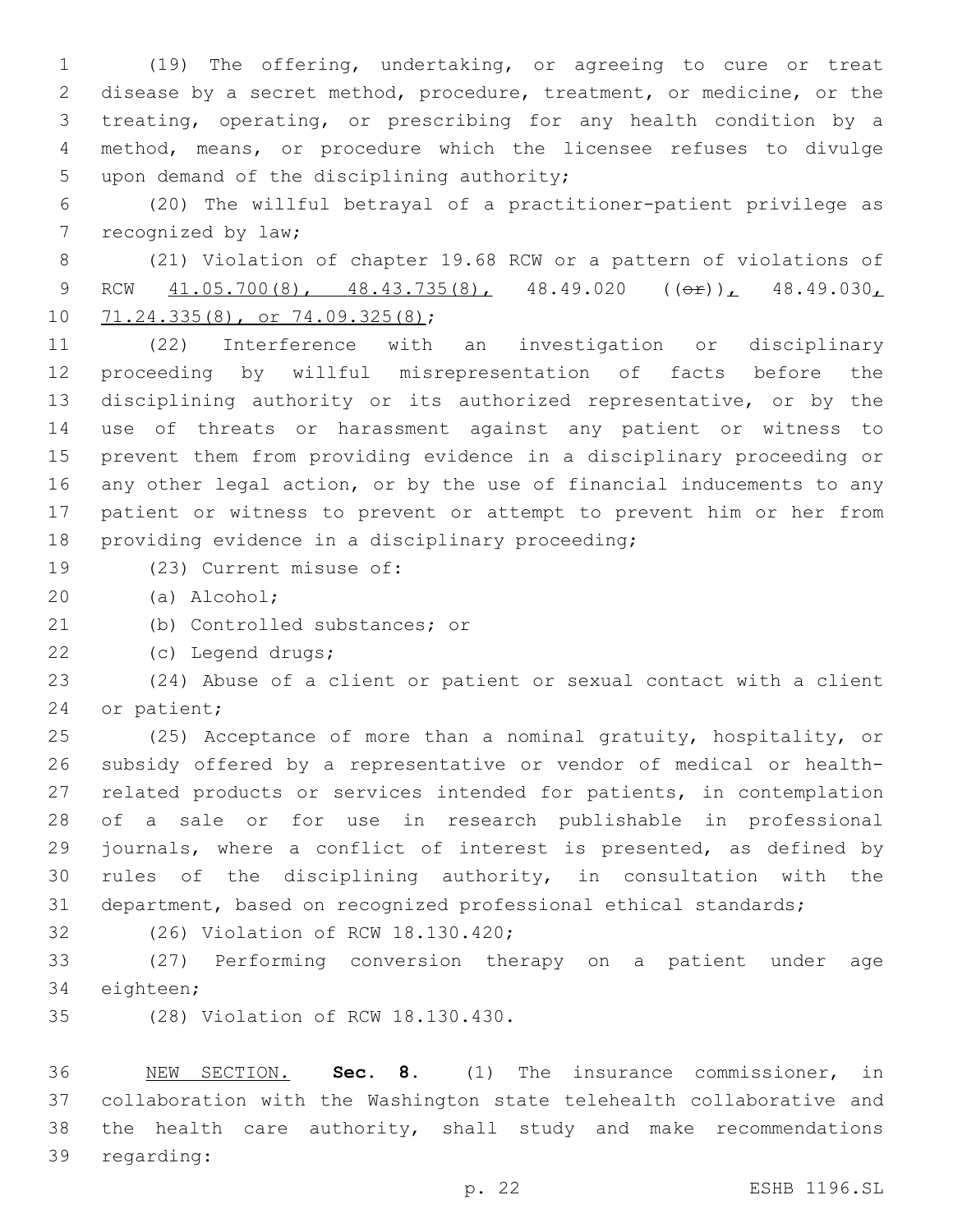(19) The offering, undertaking, or agreeing to cure or treat disease by a secret method, procedure, treatment, or medicine, or the treating, operating, or prescribing for any health condition by a method, means, or procedure which the licensee refuses to divulge upon demand of the disciplining authority;

(20) The willful betrayal of a practitioner-patient privilege as recognized by law;

(21) Violation of chapter 19.68 RCW or a pattern of violations of RCW 41.05.700(8), 48.43.735(8), 48.49.020 ((~~or~~)), 48.49.030, 71.24.335(8), or 74.09.325(8);

(22) Interference with an investigation or disciplinary proceeding by willful misrepresentation of facts before the disciplining authority or its authorized representative, or by the use of threats or harassment against any patient or witness to prevent them from providing evidence in a disciplinary proceeding or any other legal action, or by the use of financial inducements to any patient or witness to prevent or attempt to prevent him or her from providing evidence in a disciplinary proceeding;

(23) Current misuse of:

(a) Alcohol;

(b) Controlled substances; or

(c) Legend drugs;

(24) Abuse of a client or patient or sexual contact with a client or patient;

(25) Acceptance of more than a nominal gratuity, hospitality, or subsidy offered by a representative or vendor of medical or health-related products or services intended for patients, in contemplation of a sale or for use in research publishable in professional journals, where a conflict of interest is presented, as defined by rules of the disciplining authority, in consultation with the department, based on recognized professional ethical standards;

(26) Violation of RCW 18.130.420;

(27) Performing conversion therapy on a patient under age eighteen;

(28) Violation of RCW 18.130.430.

NEW SECTION. **Sec. 8.** (1) The insurance commissioner, in collaboration with the Washington state telehealth collaborative and the health care authority, shall study and make recommendations regarding: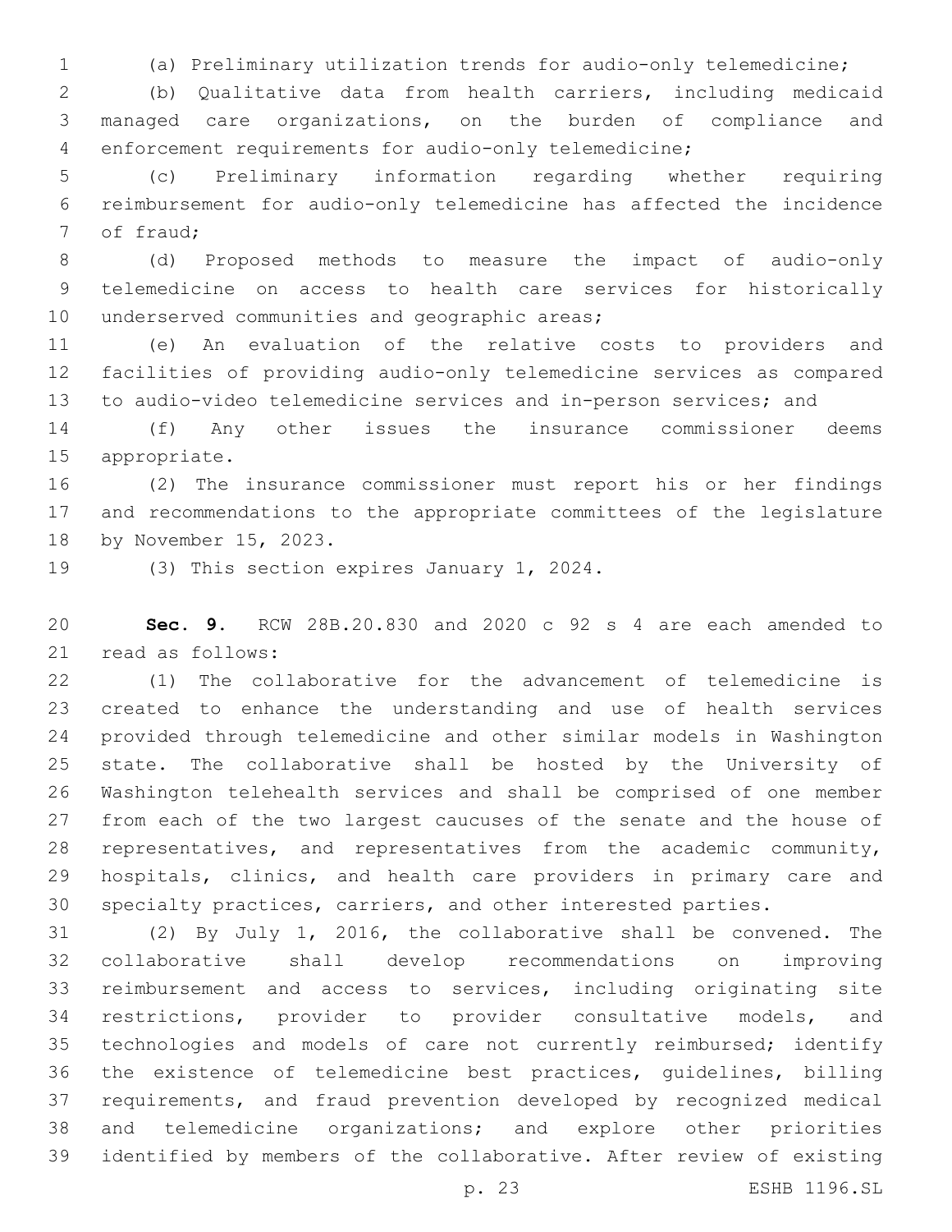(a) Preliminary utilization trends for audio-only telemedicine;

(b) Qualitative data from health carriers, including medicaid managed care organizations, on the burden of compliance and enforcement requirements for audio-only telemedicine;

(c) Preliminary information regarding whether requiring reimbursement for audio-only telemedicine has affected the incidence of fraud;

(d) Proposed methods to measure the impact of audio-only telemedicine on access to health care services for historically underserved communities and geographic areas;

(e) An evaluation of the relative costs to providers and facilities of providing audio-only telemedicine services as compared to audio-video telemedicine services and in-person services; and

(f) Any other issues the insurance commissioner deems appropriate.

(2) The insurance commissioner must report his or her findings and recommendations to the appropriate committees of the legislature by November 15, 2023.

(3) This section expires January 1, 2024.

**Sec. 9.** RCW 28B.20.830 and 2020 c 92 s 4 are each amended to read as follows:

(1) The collaborative for the advancement of telemedicine is created to enhance the understanding and use of health services provided through telemedicine and other similar models in Washington state. The collaborative shall be hosted by the University of Washington telehealth services and shall be comprised of one member from each of the two largest caucuses of the senate and the house of representatives, and representatives from the academic community, hospitals, clinics, and health care providers in primary care and specialty practices, carriers, and other interested parties.

(2) By July 1, 2016, the collaborative shall be convened. The collaborative shall develop recommendations on improving reimbursement and access to services, including originating site restrictions, provider to provider consultative models, and technologies and models of care not currently reimbursed; identify the existence of telemedicine best practices, guidelines, billing requirements, and fraud prevention developed by recognized medical and telemedicine organizations; and explore other priorities identified by members of the collaborative. After review of existing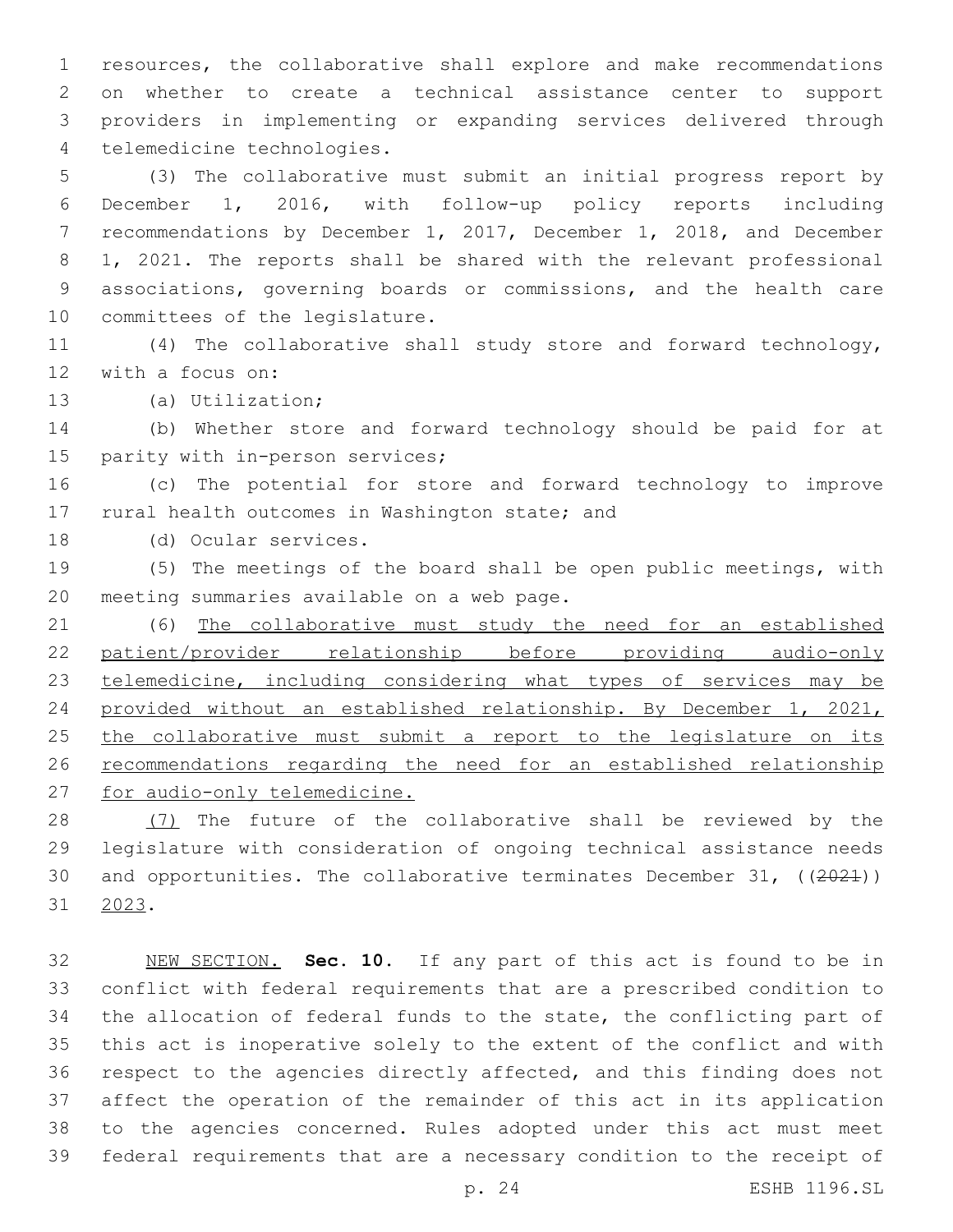resources, the collaborative shall explore and make recommendations on whether to create a technical assistance center to support providers in implementing or expanding services delivered through telemedicine technologies.

(3) The collaborative must submit an initial progress report by December 1, 2016, with follow-up policy reports including recommendations by December 1, 2017, December 1, 2018, and December 1, 2021. The reports shall be shared with the relevant professional associations, governing boards or commissions, and the health care committees of the legislature.

(4) The collaborative shall study store and forward technology, with a focus on:

(a) Utilization;

(b) Whether store and forward technology should be paid for at parity with in-person services;

(c) The potential for store and forward technology to improve rural health outcomes in Washington state; and

(d) Ocular services.

(5) The meetings of the board shall be open public meetings, with meeting summaries available on a web page.

(6) The collaborative must study the need for an established patient/provider relationship before providing audio-only telemedicine, including considering what types of services may be provided without an established relationship. By December 1, 2021, the collaborative must submit a report to the legislature on its recommendations regarding the need for an established relationship for audio-only telemedicine.

(7) The future of the collaborative shall be reviewed by the legislature with consideration of ongoing technical assistance needs and opportunities. The collaborative terminates December 31, ((2021)) 2023.

NEW SECTION. **Sec. 10.** If any part of this act is found to be in conflict with federal requirements that are a prescribed condition to the allocation of federal funds to the state, the conflicting part of this act is inoperative solely to the extent of the conflict and with respect to the agencies directly affected, and this finding does not affect the operation of the remainder of this act in its application to the agencies concerned. Rules adopted under this act must meet federal requirements that are a necessary condition to the receipt of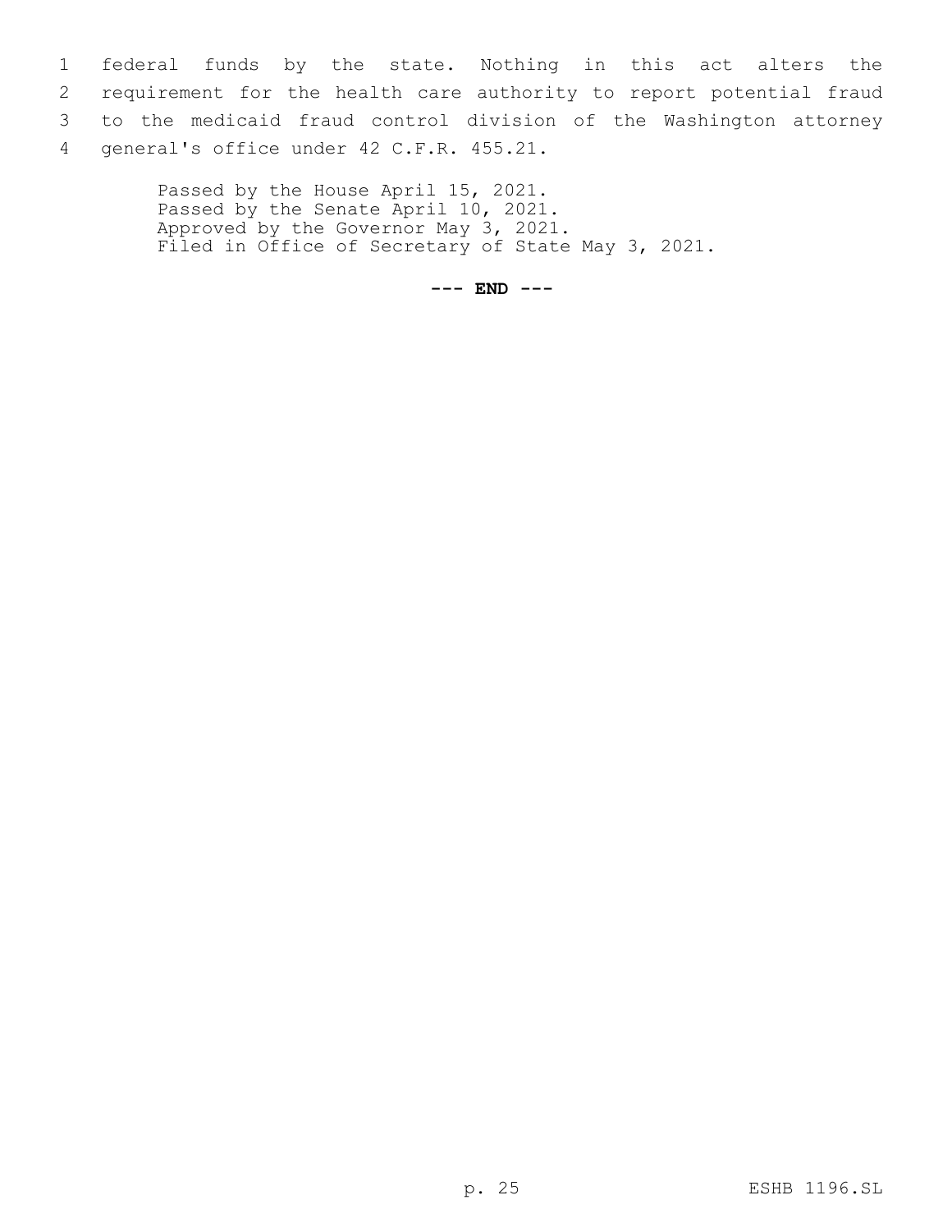federal funds by the state. Nothing in this act alters the requirement for the health care authority to report potential fraud to the medicaid fraud control division of the Washington attorney general's office under 42 C.F.R. 455.21.

Passed by the House April 15, 2021.
Passed by the Senate April 10, 2021.
Approved by the Governor May 3, 2021.
Filed in Office of Secretary of State May 3, 2021.

**--- END ---**